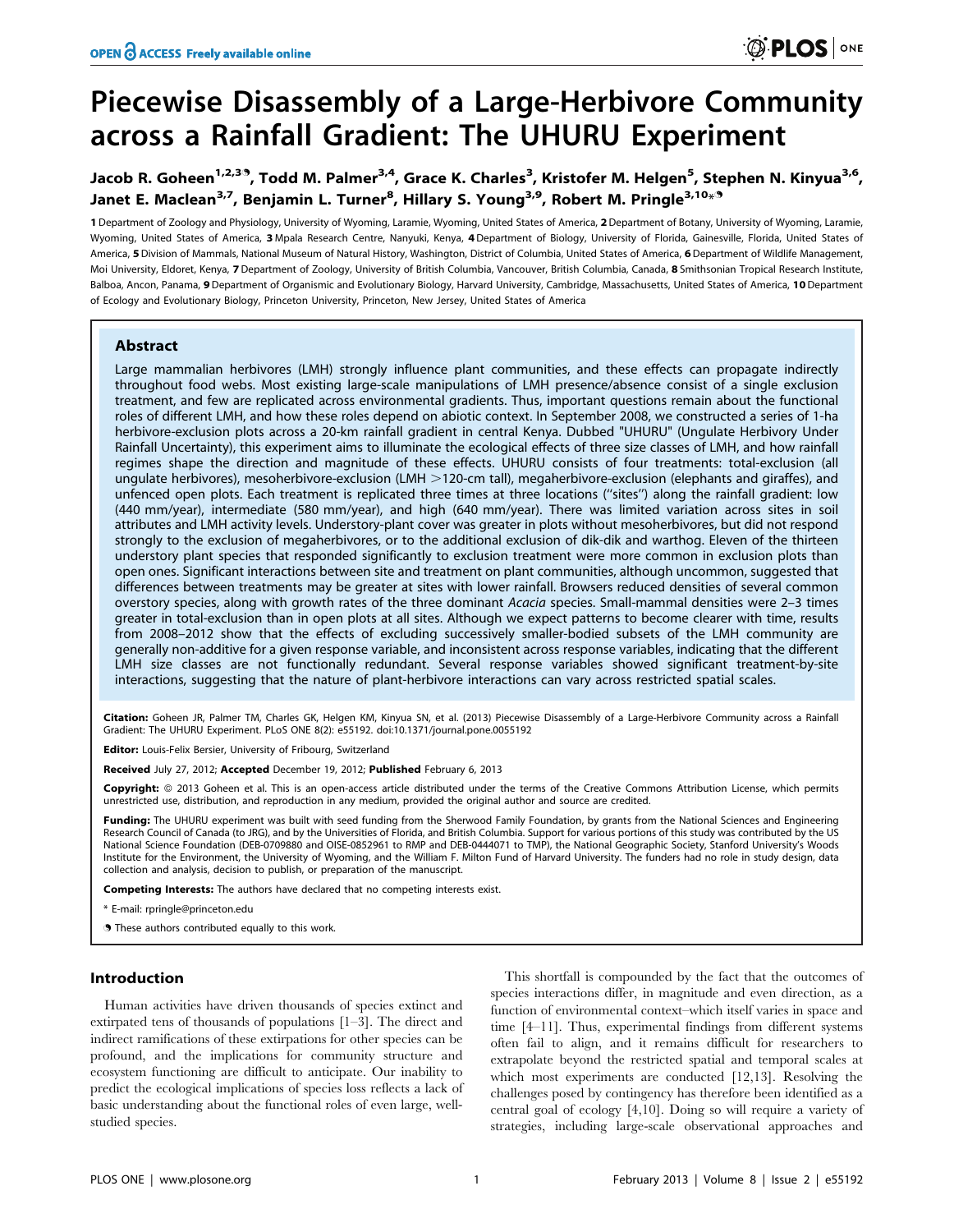# Piecewise Disassembly of a Large-Herbivore Community across a Rainfall Gradient: The UHURU Experiment

**Jacob R. Goheen[1,2,3¶], Todd M. Palmer[3,4], Grace K. Charles[3], Kristofer M. Helgen[5], Stephen N. Kinyua[3,6], Janet E. Maclean[3,7], Benjamin L. Turner[8], Hillary S. Young[3,9], Robert M. Pringle[3,10*¶]**

1 Department of Zoology and Physiology, University of Wyoming, Laramie, Wyoming, United States of America, 2 Department of Botany, University of Wyoming, Laramie, Wyoming, United States of America, 3 Mpala Research Centre, Nanyuki, Kenya, 4 Department of Biology, University of Florida, Gainesville, Florida, United States of America, 5 Division of Mammals, National Museum of Natural History, Washington, District of Columbia, United States of America, 6 Department of Wildlife Management, Moi University, Eldoret, Kenya, 7 Department of Zoology, University of British Columbia, Vancouver, British Columbia, Canada, 8 Smithsonian Tropical Research Institute, Balboa, Ancon, Panama, 9 Department of Organismic and Evolutionary Biology, Harvard University, Cambridge, Massachusetts, United States of America, 10 Department of Ecology and Evolutionary Biology, Princeton University, Princeton, New Jersey, United States of America

## Abstract

Large mammalian herbivores (LMH) strongly influence plant communities, and these effects can propagate indirectly throughout food webs. Most existing large-scale manipulations of LMH presence/absence consist of a single exclusion treatment, and few are replicated across environmental gradients. Thus, important questions remain about the functional roles of different LMH, and how these roles depend on abiotic context. In September 2008, we constructed a series of 1-ha herbivore-exclusion plots across a 20-km rainfall gradient in central Kenya. Dubbed "UHURU" (Ungulate Herbivory Under Rainfall Uncertainty), this experiment aims to illuminate the ecological effects of three size classes of LMH, and how rainfall regimes shape the direction and magnitude of these effects. UHURU consists of four treatments: total-exclusion (all ungulate herbivores), mesoherbivore-exclusion (LMH >120-cm tall), megaherbivore-exclusion (elephants and giraffes), and unfenced open plots. Each treatment is replicated three times at three locations ("sites") along the rainfall gradient: low (440 mm/year), intermediate (580 mm/year), and high (640 mm/year). There was limited variation across sites in soil attributes and LMH activity levels. Understory-plant cover was greater in plots without mesoherbivores, but did not respond strongly to the exclusion of megaherbivores, or to the additional exclusion of dik-dik and warthog. Eleven of the thirteen understory plant species that responded significantly to exclusion treatment were more common in exclusion plots than open ones. Significant interactions between site and treatment on plant communities, although uncommon, suggested that differences between treatments may be greater at sites with lower rainfall. Browsers reduced densities of several common overstory species, along with growth rates of the three dominant *Acacia* species. Small-mammal densities were 2–3 times greater in total-exclusion than in open plots at all sites. Although we expect patterns to become clearer with time, results from 2008–2012 show that the effects of excluding successively smaller-bodied subsets of the LMH community are generally non-additive for a given response variable, and inconsistent across response variables, indicating that the different LMH size classes are not functionally redundant. Several response variables showed significant treatment-by-site interactions, suggesting that the nature of plant-herbivore interactions can vary across restricted spatial scales.

**Citation:** Goheen JR, Palmer TM, Charles GK, Helgen KM, Kinyua SN, et al. (2013) Piecewise Disassembly of a Large-Herbivore Community across a Rainfall Gradient: The UHURU Experiment. PLoS ONE 8(2): e55192. doi:10.1371/journal.pone.0055192

**Editor:** Louis-Felix Bersier, University of Fribourg, Switzerland

**Received** July 27, 2012; **Accepted** December 19, 2012; **Published** February 6, 2013

**Copyright:** © 2013 Goheen et al. This is an open-access article distributed under the terms of the Creative Commons Attribution License, which permits unrestricted use, distribution, and reproduction in any medium, provided the original author and source are credited.

**Funding:** The UHURU experiment was built with seed funding from the Sherwood Family Foundation, by grants from the National Sciences and Engineering Research Council of Canada (to JRG), and by the Universities of Florida, and British Columbia. Support for various portions of this study was contributed by the US National Science Foundation (DEB-0709880 and OISE-0852961 to RMP and DEB-0444071 to TMP), the National Geographic Society, Stanford University's Woods Institute for the Environment, the University of Wyoming, and the William F. Milton Fund of Harvard University. The funders had no role in study design, data collection and analysis, decision to publish, or preparation of the manuscript.

**Competing Interests:** The authors have declared that no competing interests exist.

\* E-mail: rpringle@princeton.edu

¶ These authors contributed equally to this work.

## Introduction

Human activities have driven thousands of species extinct and extirpated tens of thousands of populations [1–3]. The direct and indirect ramifications of these extirpations for other species can be profound, and the implications for community structure and ecosystem functioning are difficult to anticipate. Our inability to predict the ecological implications of species loss reflects a lack of basic understanding about the functional roles of even large, well-studied species.

This shortfall is compounded by the fact that the outcomes of species interactions differ, in magnitude and even direction, as a function of environmental context–which itself varies in space and time [4–11]. Thus, experimental findings from different systems often fail to align, and it remains difficult for researchers to extrapolate beyond the restricted spatial and temporal scales at which most experiments are conducted [12,13]. Resolving the challenges posed by contingency has therefore been identified as a central goal of ecology [4,10]. Doing so will require a variety of strategies, including large-scale observational approaches and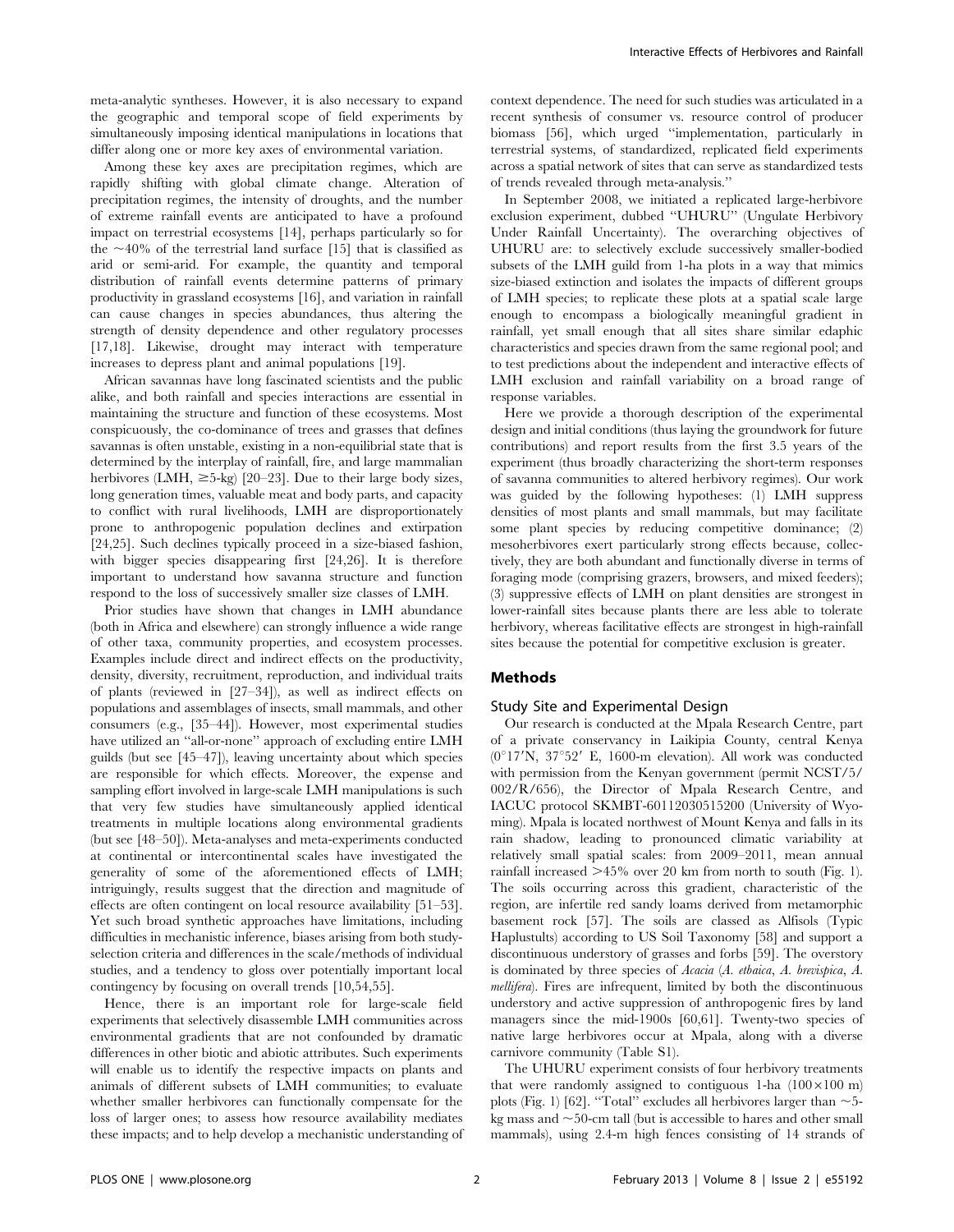meta-analytic syntheses. However, it is also necessary to expand the geographic and temporal scope of field experiments by simultaneously imposing identical manipulations in locations that differ along one or more key axes of environmental variation.

Among these key axes are precipitation regimes, which are rapidly shifting with global climate change. Alteration of precipitation regimes, the intensity of droughts, and the number of extreme rainfall events are anticipated to have a profound impact on terrestrial ecosystems [14], perhaps particularly so for the ~40% of the terrestrial land surface [15] that is classified as arid or semi-arid. For example, the quantity and temporal distribution of rainfall events determine patterns of primary productivity in grassland ecosystems [16], and variation in rainfall can cause changes in species abundances, thus altering the strength of density dependence and other regulatory processes [17,18]. Likewise, drought may interact with temperature increases to depress plant and animal populations [19].

African savannas have long fascinated scientists and the public alike, and both rainfall and species interactions are essential in maintaining the structure and function of these ecosystems. Most conspicuously, the co-dominance of trees and grasses that defines savannas is often unstable, existing in a non-equilibrial state that is determined by the interplay of rainfall, fire, and large mammalian herbivores (LMH, ≥5-kg) [20–23]. Due to their large body sizes, long generation times, valuable meat and body parts, and capacity to conflict with rural livelihoods, LMH are disproportionately prone to anthropogenic population declines and extirpation [24,25]. Such declines typically proceed in a size-biased fashion, with bigger species disappearing first [24,26]. It is therefore important to understand how savanna structure and function respond to the loss of successively smaller size classes of LMH.

Prior studies have shown that changes in LMH abundance (both in Africa and elsewhere) can strongly influence a wide range of other taxa, community properties, and ecosystem processes. Examples include direct and indirect effects on the productivity, density, diversity, recruitment, reproduction, and individual traits of plants (reviewed in [27–34]), as well as indirect effects on populations and assemblages of insects, small mammals, and other consumers (e.g., [35–44]). However, most experimental studies have utilized an "all-or-none" approach of excluding entire LMH guilds (but see [45–47]), leaving uncertainty about which species are responsible for which effects. Moreover, the expense and sampling effort involved in large-scale LMH manipulations is such that very few studies have simultaneously applied identical treatments in multiple locations along environmental gradients (but see [48–50]). Meta-analyses and meta-experiments conducted at continental or intercontinental scales have investigated the generality of some of the aforementioned effects of LMH; intriguingly, results suggest that the direction and magnitude of effects are often contingent on local resource availability [51–53]. Yet such broad synthetic approaches have limitations, including difficulties in mechanistic inference, biases arising from both study-selection criteria and differences in the scale/methods of individual studies, and a tendency to gloss over potentially important local contingency by focusing on overall trends [10,54,55].

Hence, there is an important role for large-scale field experiments that selectively disassemble LMH communities across environmental gradients that are not confounded by dramatic differences in other biotic and abiotic attributes. Such experiments will enable us to identify the respective impacts on plants and animals of different subsets of LMH communities; to evaluate whether smaller herbivores can functionally compensate for the loss of larger ones; to assess how resource availability mediates these impacts; and to help develop a mechanistic understanding of context dependence. The need for such studies was articulated in a recent synthesis of consumer vs. resource control of producer biomass [56], which urged "implementation, particularly in terrestrial systems, of standardized, replicated field experiments across a spatial network of sites that can serve as standardized tests of trends revealed through meta-analysis."

In September 2008, we initiated a replicated large-herbivore exclusion experiment, dubbed "UHURU" (Ungulate Herbivory Under Rainfall Uncertainty). The overarching objectives of UHURU are: to selectively exclude successively smaller-bodied subsets of the LMH guild from 1-ha plots in a way that mimics size-biased extinction and isolates the impacts of different groups of LMH species; to replicate these plots at a spatial scale large enough to encompass a biologically meaningful gradient in rainfall, yet small enough that all sites share similar edaphic characteristics and species drawn from the same regional pool; and to test predictions about the independent and interactive effects of LMH exclusion and rainfall variability on a broad range of response variables.

Here we provide a thorough description of the experimental design and initial conditions (thus laying the groundwork for future contributions) and report results from the first 3.5 years of the experiment (thus broadly characterizing the short-term responses of savanna communities to altered herbivory regimes). Our work was guided by the following hypotheses: (1) LMH suppress densities of most plants and small mammals, but may facilitate some plant species by reducing competitive dominance; (2) mesoherbivores exert particularly strong effects because, collectively, they are both abundant and functionally diverse in terms of foraging mode (comprising grazers, browsers, and mixed feeders); (3) suppressive effects of LMH on plant densities are strongest in lower-rainfall sites because plants there are less able to tolerate herbivory, whereas facilitative effects are strongest in high-rainfall sites because the potential for competitive exclusion is greater.

## Methods

### Study Site and Experimental Design

Our research is conducted at the Mpala Research Centre, part of a private conservancy in Laikipia County, central Kenya (0°17′N, 37°52′ E, 1600-m elevation). All work was conducted with permission from the Kenyan government (permit NCST/5/002/R/656), the Director of Mpala Research Centre, and IACUC protocol SKMBT-60112030515200 (University of Wyoming). Mpala is located northwest of Mount Kenya and falls in its rain shadow, leading to pronounced climatic variability at relatively small spatial scales: from 2009–2011, mean annual rainfall increased >45% over 20 km from north to south (Fig. 1). The soils occurring across this gradient, characteristic of the region, are infertile red sandy loams derived from metamorphic basement rock [57]. The soils are classed as Alfisols (Typic Haplustults) according to US Soil Taxonomy [58] and support a discontinuous understory of grasses and forbs [59]. The overstory is dominated by three species of *Acacia* (*A. etbaica*, *A. brevispica*, *A. mellifera*). Fires are infrequent, limited by both the discontinuous understory and active suppression of anthropogenic fires by land managers since the mid-1900s [60,61]. Twenty-two species of native large herbivores occur at Mpala, along with a diverse carnivore community (Table S1).

The UHURU experiment consists of four herbivory treatments that were randomly assigned to contiguous 1-ha (100×100 m) plots (Fig. 1) [62]. "Total" excludes all herbivores larger than ~5-kg mass and ~50-cm tall (but is accessible to hares and other small mammals), using 2.4-m high fences consisting of 14 strands of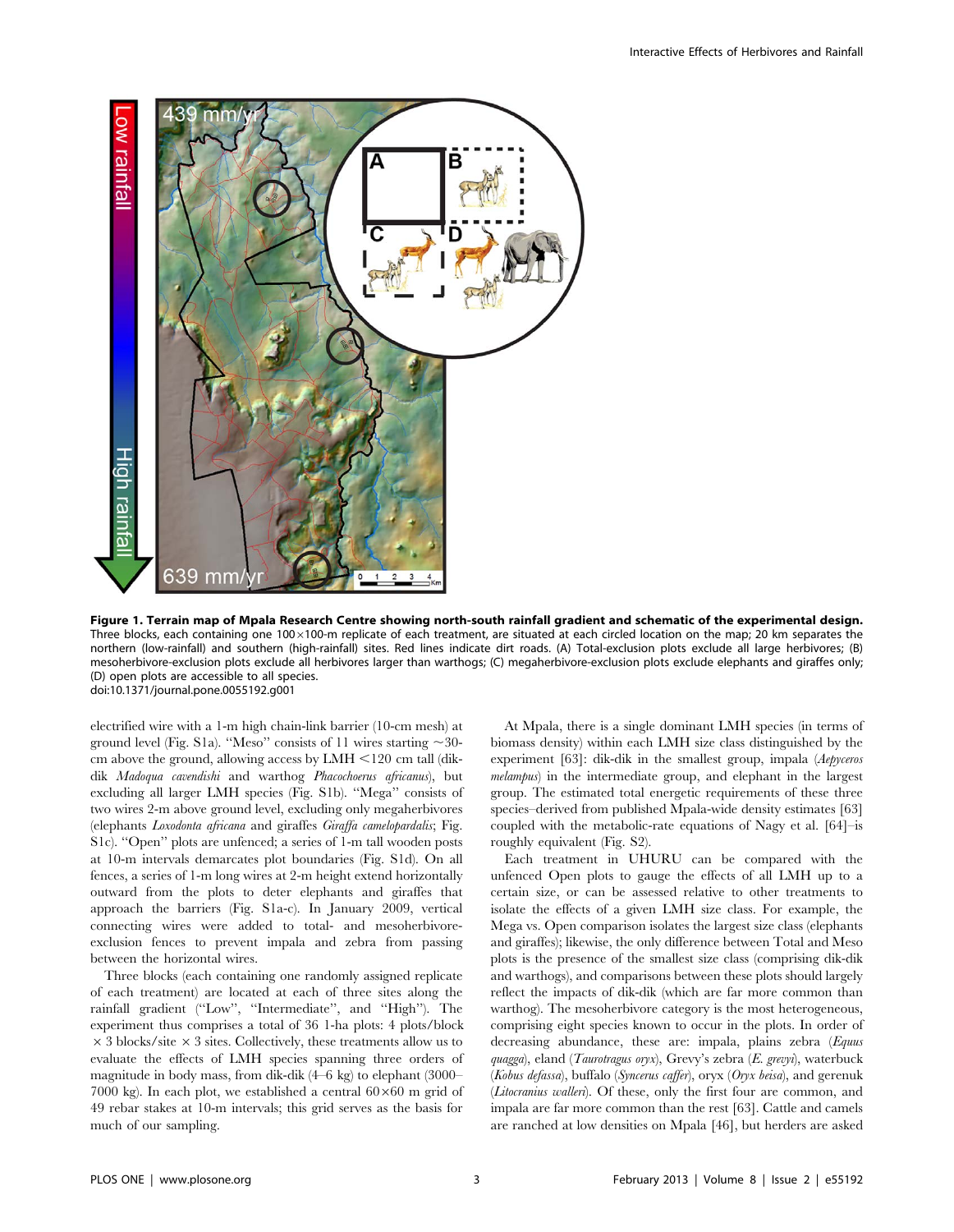**Figure 1. Terrain map of Mpala Research Centre showing north-south rainfall gradient and schematic of the experimental design.** Three blocks, each containing one 100×100-m replicate of each treatment, are situated at each circled location on the map; 20 km separates the northern (low-rainfall) and southern (high-rainfall) sites. Red lines indicate dirt roads. (A) Total-exclusion plots exclude all large herbivores; (B) mesoherbivore-exclusion plots exclude all herbivores larger than warthogs; (C) megaherbivore-exclusion plots exclude elephants and giraffes only; (D) open plots are accessible to all species.
doi:10.1371/journal.pone.0055192.g001

electrified wire with a 1-m high chain-link barrier (10-cm mesh) at ground level (Fig. S1a). "Meso" consists of 11 wires starting ~30-cm above the ground, allowing access by LMH <120 cm tall (dik-dik *Madoqua cavendishi* and warthog *Phacochoerus africanus*), but excluding all larger LMH species (Fig. S1b). "Mega" consists of two wires 2-m above ground level, excluding only megaherbivores (elephants *Loxodonta africana* and giraffes *Giraffa camelopardalis*; Fig. S1c). "Open" plots are unfenced; a series of 1-m tall wooden posts at 10-m intervals demarcates plot boundaries (Fig. S1d). On all fences, a series of 1-m long wires at 2-m height extend horizontally outward from the plots to deter elephants and giraffes that approach the barriers (Fig. S1a-c). In January 2009, vertical connecting wires were added to total- and mesoherbivore-exclusion fences to prevent impala and zebra from passing between the horizontal wires.

Three blocks (each containing one randomly assigned replicate of each treatment) are located at each of three sites along the rainfall gradient ("Low", "Intermediate", and "High"). The experiment thus comprises a total of 36 1-ha plots: 4 plots/block × 3 blocks/site × 3 sites. Collectively, these treatments allow us to evaluate the effects of LMH species spanning three orders of magnitude in body mass, from dik-dik (4–6 kg) to elephant (3000–7000 kg). In each plot, we established a central 60×60 m grid of 49 rebar stakes at 10-m intervals; this grid serves as the basis for much of our sampling.

At Mpala, there is a single dominant LMH species (in terms of biomass density) within each LMH size class distinguished by the experiment [63]: dik-dik in the smallest group, impala (*Aepyceros melampus*) in the intermediate group, and elephant in the largest group. The estimated total energetic requirements of these three species–derived from published Mpala-wide density estimates [63] coupled with the metabolic-rate equations of Nagy et al. [64]–is roughly equivalent (Fig. S2).

Each treatment in UHURU can be compared with the unfenced Open plots to gauge the effects of all LMH up to a certain size, or can be assessed relative to other treatments to isolate the effects of a given LMH size class. For example, the Mega vs. Open comparison isolates the largest size class (elephants and giraffes); likewise, the only difference between Total and Meso plots is the presence of the smallest size class (comprising dik-dik and warthogs), and comparisons between these plots should largely reflect the impacts of dik-dik (which are far more common than warthog). The mesoherbivore category is the most heterogeneous, comprising eight species known to occur in the plots. In order of decreasing abundance, these are: impala, plains zebra (*Equus quagga*), eland (*Taurotragus oryx*), Grevy's zebra (*E. grevyi*), waterbuck (*Kobus defassa*), buffalo (*Syncerus caffer*), oryx (*Oryx beisa*), and gerenuk (*Litocranius walleri*). Of these, only the first four are common, and impala are far more common than the rest [63]. Cattle and camels are ranched at low densities on Mpala [46], but herders are asked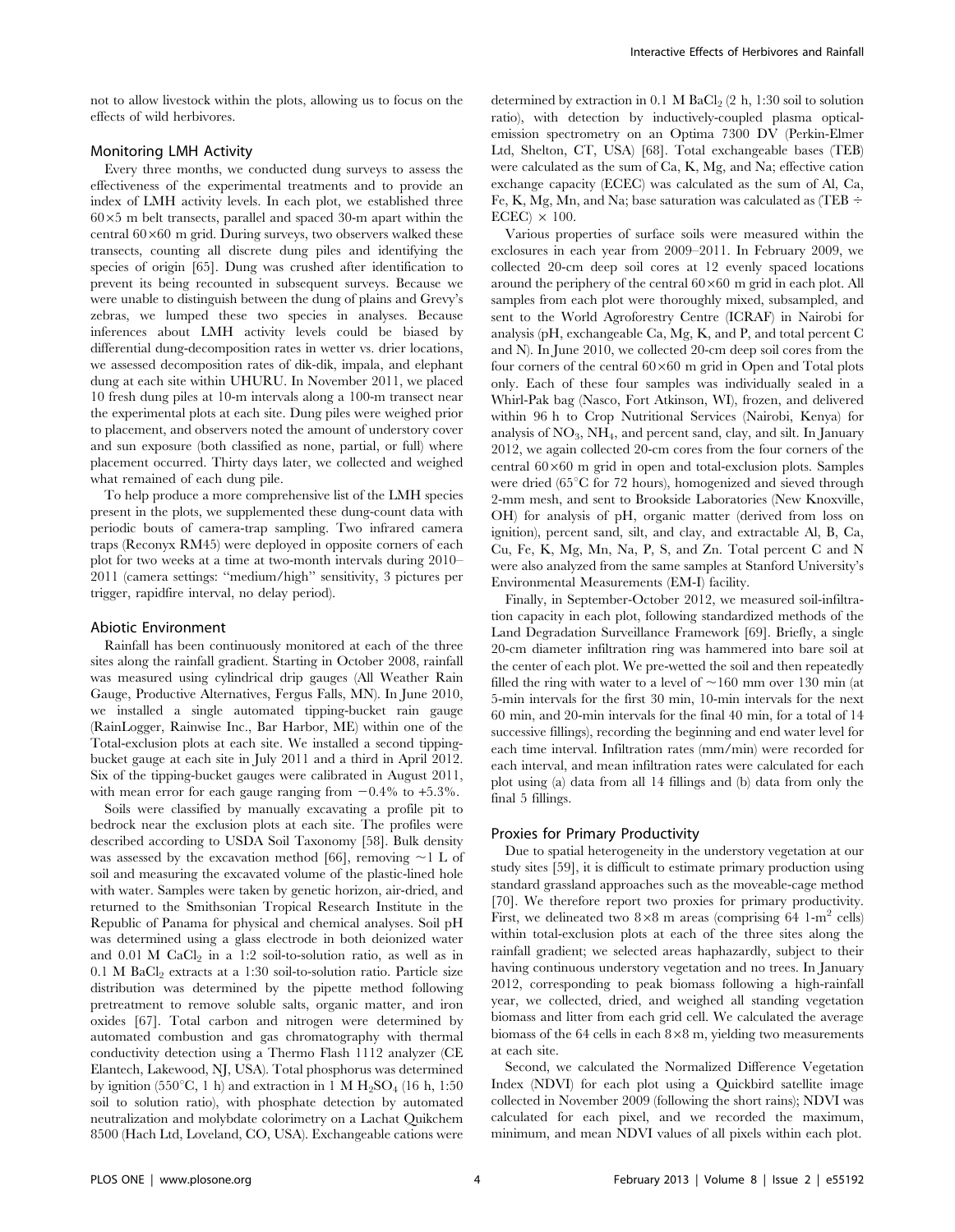not to allow livestock within the plots, allowing us to focus on the effects of wild herbivores.

## Monitoring LMH Activity

Every three months, we conducted dung surveys to assess the effectiveness of the experimental treatments and to provide an index of LMH activity levels. In each plot, we established three 60×5 m belt transects, parallel and spaced 30-m apart within the central 60×60 m grid. During surveys, two observers walked these transects, counting all discrete dung piles and identifying the species of origin [65]. Dung was crushed after identification to prevent its being recounted in subsequent surveys. Because we were unable to distinguish between the dung of plains and Grevy's zebras, we lumped these two species in analyses. Because inferences about LMH activity levels could be biased by differential dung-decomposition rates in wetter vs. drier locations, we assessed decomposition rates of dik-dik, impala, and elephant dung at each site within UHURU. In November 2011, we placed 10 fresh dung piles at 10-m intervals along a 100-m transect near the experimental plots at each site. Dung piles were weighed prior to placement, and observers noted the amount of understory cover and sun exposure (both classified as none, partial, or full) where placement occurred. Thirty days later, we collected and weighed what remained of each dung pile.

To help produce a more comprehensive list of the LMH species present in the plots, we supplemented these dung-count data with periodic bouts of camera-trap sampling. Two infrared camera traps (Reconyx RM45) were deployed in opposite corners of each plot for two weeks at a time at two-month intervals during 2010–2011 (camera settings: "medium/high" sensitivity, 3 pictures per trigger, rapidfire interval, no delay period).

## Abiotic Environment

Rainfall has been continuously monitored at each of the three sites along the rainfall gradient. Starting in October 2008, rainfall was measured using cylindrical drip gauges (All Weather Rain Gauge, Productive Alternatives, Fergus Falls, MN). In June 2010, we installed a single automated tipping-bucket rain gauge (RainLogger, Rainwise Inc., Bar Harbor, ME) within one of the Total-exclusion plots at each site. We installed a second tipping-bucket gauge at each site in July 2011 and a third in April 2012. Six of the tipping-bucket gauges were calibrated in August 2011, with mean error for each gauge ranging from −0.4% to +5.3%.

Soils were classified by manually excavating a profile pit to bedrock near the exclusion plots at each site. The profiles were described according to USDA Soil Taxonomy [58]. Bulk density was assessed by the excavation method [66], removing ~1 L of soil and measuring the excavated volume of the plastic-lined hole with water. Samples were taken by genetic horizon, air-dried, and returned to the Smithsonian Tropical Research Institute in the Republic of Panama for physical and chemical analyses. Soil pH was determined using a glass electrode in both deionized water and 0.01 M $CaCl_2$ in a 1:2 soil-to-solution ratio, as well as in 0.1 M $BaCl_2$ extracts at a 1:30 soil-to-solution ratio. Particle size distribution was determined by the pipette method following pretreatment to remove soluble salts, organic matter, and iron oxides [67]. Total carbon and nitrogen were determined by automated combustion and gas chromatography with thermal conductivity detection using a Thermo Flash 1112 analyzer (CE Elantech, Lakewood, NJ, USA). Total phosphorus was determined by ignition (550°C, 1 h) and extraction in 1 M $H_2SO_4$ (16 h, 1:50 soil to solution ratio), with phosphate detection by automated neutralization and molybdate colorimetry on a Lachat Quikchem 8500 (Hach Ltd, Loveland, CO, USA). Exchangeable cations were determined by extraction in 0.1 M $BaCl_2$ (2 h, 1:30 soil to solution ratio), with detection by inductively-coupled plasma optical-emission spectrometry on an Optima 7300 DV (Perkin-Elmer Ltd, Shelton, CT, USA) [68]. Total exchangeable bases (TEB) were calculated as the sum of Ca, K, Mg, and Na; effective cation exchange capacity (ECEC) was calculated as the sum of Al, Ca, Fe, K, Mg, Mn, and Na; base saturation was calculated as (TEB ÷ ECEC) × 100.

Various properties of surface soils were measured within the exclosures in each year from 2009–2011. In February 2009, we collected 20-cm deep soil cores at 12 evenly spaced locations around the periphery of the central 60×60 m grid in each plot. All samples from each plot were thoroughly mixed, subsampled, and sent to the World Agroforestry Centre (ICRAF) in Nairobi for analysis (pH, exchangeable Ca, Mg, K, and P, and total percent C and N). In June 2010, we collected 20-cm deep soil cores from the four corners of the central 60×60 m grid in Open and Total plots only. Each of these four samples was individually sealed in a Whirl-Pak bag (Nasco, Fort Atkinson, WI), frozen, and delivered within 96 h to Crop Nutritional Services (Nairobi, Kenya) for analysis of $NO_3$, $NH_4$, and percent sand, clay, and silt. In January 2012, we again collected 20-cm cores from the four corners of the central 60×60 m grid in open and total-exclusion plots. Samples were dried (65°C for 72 hours), homogenized and sieved through 2-mm mesh, and sent to Brookside Laboratories (New Knoxville, OH) for analysis of pH, organic matter (derived from loss on ignition), percent sand, silt, and clay, and extractable Al, B, Ca, Cu, Fe, K, Mg, Mn, Na, P, S, and Zn. Total percent C and N were also analyzed from the same samples at Stanford University's Environmental Measurements (EM-I) facility.

Finally, in September-October 2012, we measured soil-infiltration capacity in each plot, following standardized methods of the Land Degradation Surveillance Framework [69]. Briefly, a single 20-cm diameter infiltration ring was hammered into bare soil at the center of each plot. We pre-wetted the soil and then repeatedly filled the ring with water to a level of ~160 mm over 130 min (at 5-min intervals for the first 30 min, 10-min intervals for the next 60 min, and 20-min intervals for the final 40 min, for a total of 14 successive fillings), recording the beginning and end water level for each time interval. Infiltration rates (mm/min) were recorded for each interval, and mean infiltration rates were calculated for each plot using (a) data from all 14 fillings and (b) data from only the final 5 fillings.

## Proxies for Primary Productivity

Due to spatial heterogeneity in the understory vegetation at our study sites [59], it is difficult to estimate primary production using standard grassland approaches such as the moveable-cage method [70]. We therefore report two proxies for primary productivity. First, we delineated two 8×8 m areas (comprising 64 1-$m^2$ cells) within total-exclusion plots at each of the three sites along the rainfall gradient; we selected areas haphazardly, subject to their having continuous understory vegetation and no trees. In January 2012, corresponding to peak biomass following a high-rainfall year, we collected, dried, and weighed all standing vegetation biomass and litter from each grid cell. We calculated the average biomass of the 64 cells in each 8×8 m, yielding two measurements at each site.

Second, we calculated the Normalized Difference Vegetation Index (NDVI) for each plot using a Quickbird satellite image collected in November 2009 (following the short rains); NDVI was calculated for each pixel, and we recorded the maximum, minimum, and mean NDVI values of all pixels within each plot.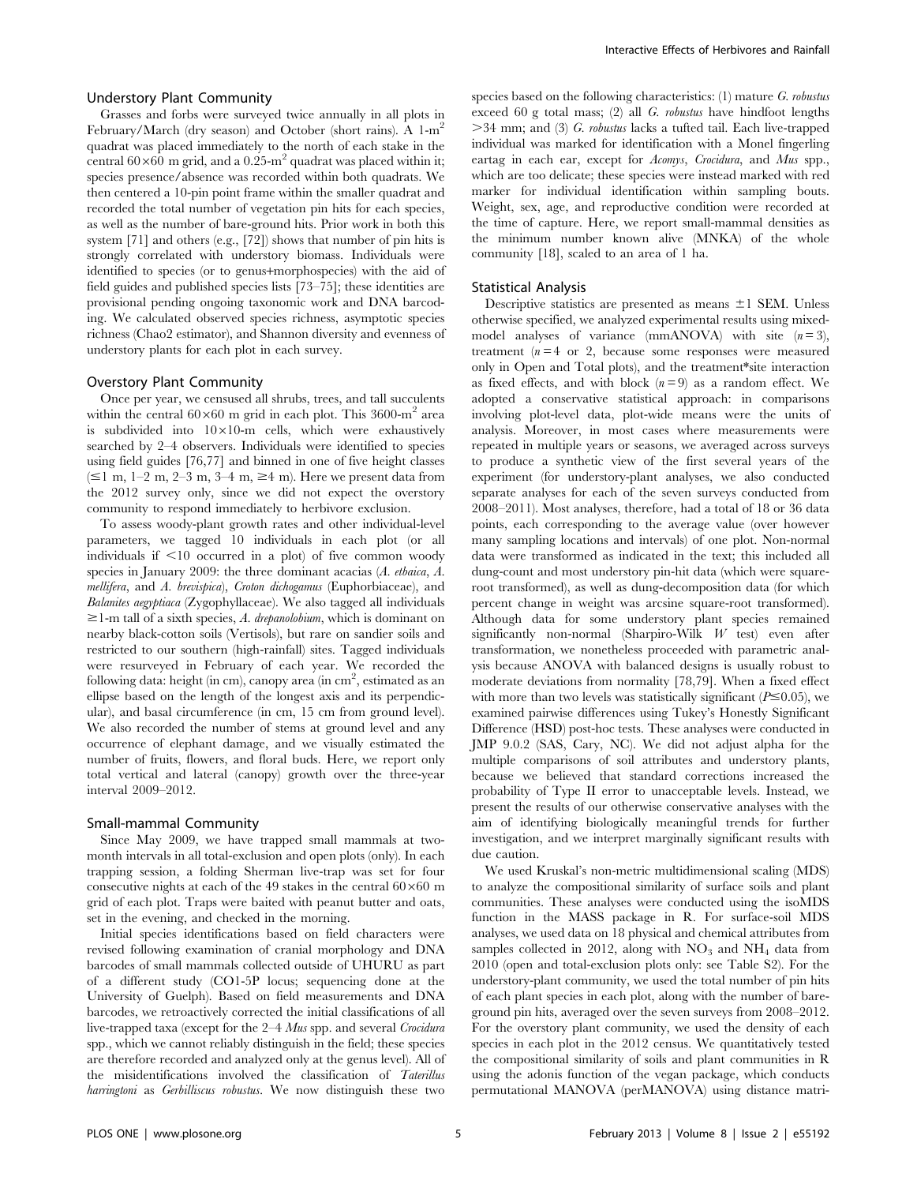## Understory Plant Community

Grasses and forbs were surveyed twice annually in all plots in February/March (dry season) and October (short rains). A 1-$m^2$ quadrat was placed immediately to the north of each stake in the central $60 \times 60$ m grid, and a 0.25-$m^2$ quadrat was placed within it; species presence/absence was recorded within both quadrats. We then centered a 10-pin point frame within the smaller quadrat and recorded the total number of vegetation pin hits for each species, as well as the number of bare-ground hits. Prior work in both this system [71] and others (e.g., [72]) shows that number of pin hits is strongly correlated with understory biomass. Individuals were identified to species (or to genus+morphospecies) with the aid of field guides and published species lists [73–75]; these identities are provisional pending ongoing taxonomic work and DNA barcoding. We calculated observed species richness, asymptotic species richness (Chao2 estimator), and Shannon diversity and evenness of understory plants for each plot in each survey.

## Overstory Plant Community

Once per year, we censused all shrubs, trees, and tall succulents within the central $60 \times 60$ m grid in each plot. This 3600-$m^2$ area is subdivided into $10 \times 10$-m cells, which were exhaustively searched by 2–4 observers. Individuals were identified to species using field guides [76,77] and binned in one of five height classes ($\leq$1 m, 1–2 m, 2–3 m, 3–4 m, $\geq$4 m). Here we present data from the 2012 survey only, since we did not expect the overstory community to respond immediately to herbivore exclusion.

To assess woody-plant growth rates and other individual-level parameters, we tagged 10 individuals in each plot (or all individuals if $<$10 occurred in a plot) of five common woody species in January 2009: the three dominant acacias (*A. etbaica*, *A. mellifera*, and *A. brevispica*), *Croton dichogamus* (Euphorbiaceae), and *Balanites aegyptiaca* (Zygophyllaceae). We also tagged all individuals $\geq$1-m tall of a sixth species, *A. drepanolobium*, which is dominant on nearby black-cotton soils (Vertisols), but rare on sandier soils and restricted to our southern (high-rainfall) sites. Tagged individuals were resurveyed in February of each year. We recorded the following data: height (in cm), canopy area (in $cm^2$, estimated as an ellipse based on the length of the longest axis and its perpendicular), and basal circumference (in cm, 15 cm from ground level). We also recorded the number of stems at ground level and any occurrence of elephant damage, and we visually estimated the number of fruits, flowers, and floral buds. Here, we report only total vertical and lateral (canopy) growth over the three-year interval 2009–2012.

## Small-mammal Community

Since May 2009, we have trapped small mammals at two-month intervals in all total-exclusion and open plots (only). In each trapping session, a folding Sherman live-trap was set for four consecutive nights at each of the 49 stakes in the central $60 \times 60$ m grid of each plot. Traps were baited with peanut butter and oats, set in the evening, and checked in the morning.

Initial species identifications based on field characters were revised following examination of cranial morphology and DNA barcodes of small mammals collected outside of UHURU as part of a different study (CO1-5P locus; sequencing done at the University of Guelph). Based on field measurements and DNA barcodes, we retroactively corrected the initial classifications of all live-trapped taxa (except for the 2–4 *Mus* spp. and several *Crocidura* spp., which we cannot reliably distinguish in the field; these species are therefore recorded and analyzed only at the genus level). All of the misidentifications involved the classification of *Taterillus harringtoni* as *Gerbilliscus robustus*. We now distinguish these two species based on the following characteristics: (1) mature *G. robustus* exceed 60 g total mass; (2) all *G. robustus* have hindfoot lengths $>$34 mm; and (3) *G. robustus* lacks a tufted tail. Each live-trapped individual was marked for identification with a Monel fingerling eartag in each ear, except for *Acomys*, *Crocidura*, and *Mus* spp., which are too delicate; these species were instead marked with red marker for individual identification within sampling bouts. Weight, sex, age, and reproductive condition were recorded at the time of capture. Here, we report small-mammal densities as the minimum number known alive (MNKA) of the whole community [18], scaled to an area of 1 ha.

## Statistical Analysis

Descriptive statistics are presented as means $\pm$1 SEM. Unless otherwise specified, we analyzed experimental results using mixed-model analyses of variance (mmANOVA) with site ($n = 3$), treatment ($n = 4$ or 2, because some responses were measured only in Open and Total plots), and the treatment*site interaction as fixed effects, and with block ($n = 9$) as a random effect. We adopted a conservative statistical approach: in comparisons involving plot-level data, plot-wide means were the units of analysis. Moreover, in most cases where measurements were repeated in multiple years or seasons, we averaged across surveys to produce a synthetic view of the first several years of the experiment (for understory-plant analyses, we also conducted separate analyses for each of the seven surveys conducted from 2008–2011). Most analyses, therefore, had a total of 18 or 36 data points, each corresponding to the average value (over however many sampling locations and intervals) of one plot. Non-normal data were transformed as indicated in the text; this included all dung-count and most understory pin-hit data (which were square-root transformed), as well as dung-decomposition data (for which percent change in weight was arcsine square-root transformed). Although data for some understory plant species remained significantly non-normal (Sharpiro-Wilk $W$ test) even after transformation, we nonetheless proceeded with parametric analysis because ANOVA with balanced designs is usually robust to moderate deviations from normality [78,79]. When a fixed effect with more than two levels was statistically significant ($P \leq 0.05$), we examined pairwise differences using Tukey's Honestly Significant Difference (HSD) post-hoc tests. These analyses were conducted in JMP 9.0.2 (SAS, Cary, NC). We did not adjust alpha for the multiple comparisons of soil attributes and understory plants, because we believed that standard corrections increased the probability of Type II error to unacceptable levels. Instead, we present the results of our otherwise conservative analyses with the aim of identifying biologically meaningful trends for further investigation, and we interpret marginally significant results with due caution.

We used Kruskal's non-metric multidimensional scaling (MDS) to analyze the compositional similarity of surface soils and plant communities. These analyses were conducted using the isoMDS function in the MASS package in R. For surface-soil MDS analyses, we used data on 18 physical and chemical attributes from samples collected in 2012, along with $NO_3$ and $NH_4$ data from 2010 (open and total-exclusion plots only: see Table S2). For the understory-plant community, we used the total number of pin hits of each plant species in each plot, along with the number of bare-ground pin hits, averaged over the seven surveys from 2008–2012. For the overstory plant community, we used the density of each species in each plot in the 2012 census. We quantitatively tested the compositional similarity of soils and plant communities in R using the adonis function of the vegan package, which conducts permutational MANOVA (perMANOVA) using distance matri-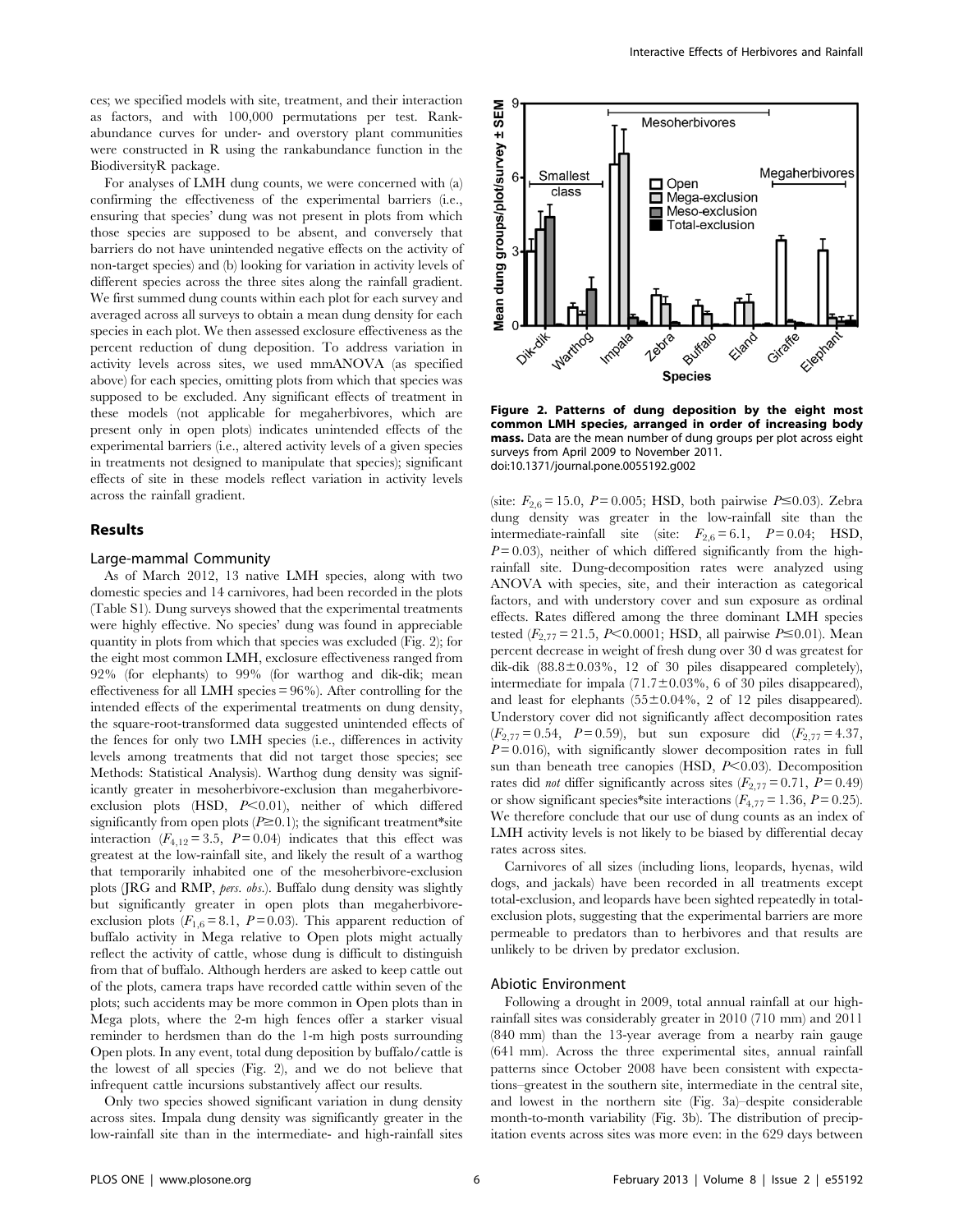ces; we specified models with site, treatment, and their interaction as factors, and with 100,000 permutations per test. Rank-abundance curves for under- and overstory plant communities were constructed in R using the rankabundance function in the BiodiversityR package.

For analyses of LMH dung counts, we were concerned with (a) confirming the effectiveness of the experimental barriers (i.e., ensuring that species' dung was not present in plots from which those species are supposed to be absent, and conversely that barriers do not have unintended negative effects on the activity of non-target species) and (b) looking for variation in activity levels of different species across the three sites along the rainfall gradient. We first summed dung counts within each plot for each survey and averaged across all surveys to obtain a mean dung density for each species in each plot. We then assessed exclosure effectiveness as the percent reduction of dung deposition. To address variation in activity levels across sites, we used mmANOVA (as specified above) for each species, omitting plots from which that species was supposed to be excluded. Any significant effects of treatment in these models (not applicable for megaherbivores, which are present only in open plots) indicates unintended effects of the experimental barriers (i.e., altered activity levels of a given species in treatments not designed to manipulate that species); significant effects of site in these models reflect variation in activity levels across the rainfall gradient.

## Results

### Large-mammal Community

As of March 2012, 13 native LMH species, along with two domestic species and 14 carnivores, had been recorded in the plots (Table S1). Dung surveys showed that the experimental treatments were highly effective. No species' dung was found in appreciable quantity in plots from which that species was excluded (Fig. 2); for the eight most common LMH, exclosure effectiveness ranged from 92% (for elephants) to 99% (for warthog and dik-dik; mean effectiveness for all LMH species = 96%). After controlling for the intended effects of the experimental treatments on dung density, the square-root-transformed data suggested unintended effects of the fences for only two LMH species (i.e., differences in activity levels among treatments that did not target those species; see Methods: Statistical Analysis). Warthog dung density was significantly greater in mesoherbivore-exclusion than megaherbivore-exclusion plots (HSD, $P<0.01$), neither of which differed significantly from open plots ($P \geq 0.1$); the significant treatment*site interaction ($F_{4,12} = 3.5$, $P = 0.04$) indicates that this effect was greatest at the low-rainfall site, and likely the result of a warthog that temporarily inhabited one of the mesoherbivore-exclusion plots (JRG and RMP, *pers. obs.*). Buffalo dung density was slightly but significantly greater in open plots than megaherbivore-exclusion plots ($F_{1,6} = 8.1$, $P = 0.03$). This apparent reduction of buffalo activity in Mega relative to Open plots might actually reflect the activity of cattle, whose dung is difficult to distinguish from that of buffalo. Although herders are asked to keep cattle out of the plots, camera traps have recorded cattle within seven of the plots; such accidents may be more common in Open plots than in Mega plots, where the 2-m high fences offer a starker visual reminder to herdsmen than do the 1-m high posts surrounding Open plots. In any event, total dung deposition by buffalo/cattle is the lowest of all species (Fig. 2), and we do not believe that infrequent cattle incursions substantively affect our results.

Only two species showed significant variation in dung density across sites. Impala dung density was significantly greater in the low-rainfall site than in the intermediate- and high-rainfall sites

**Figure 2. Patterns of dung deposition by the eight most common LMH species, arranged in order of increasing body mass.** Data are the mean number of dung groups per plot across eight surveys from April 2009 to November 2011.
doi:10.1371/journal.pone.0055192.g002

(site: $F_{2,6} = 15.0$, $P = 0.005$; HSD, both pairwise $P \leq 0.03$). Zebra dung density was greater in the low-rainfall site than the intermediate-rainfall site (site: $F_{2,6} = 6.1$, $P = 0.04$; HSD, $P = 0.03$), neither of which differed significantly from the high-rainfall site. Dung-decomposition rates were analyzed using ANOVA with species, site, and their interaction as categorical factors, and with understory cover and sun exposure as ordinal effects. Rates differed among the three dominant LMH species tested ($F_{2,77} = 21.5$, $P<0.0001$; HSD, all pairwise $P \leq 0.01$). Mean percent decrease in weight of fresh dung over 30 d was greatest for dik-dik (88.8±0.03%, 12 of 30 piles disappeared completely), intermediate for impala (71.7±0.03%, 6 of 30 piles disappeared), and least for elephants (55±0.04%, 2 of 12 piles disappeared). Understory cover did not significantly affect decomposition rates ($F_{2,77} = 0.54$, $P = 0.59$), but sun exposure did ($F_{2,77} = 4.37$, $P = 0.016$), with significantly slower decomposition rates in full sun than beneath tree canopies (HSD, $P<0.03$). Decomposition rates did *not* differ significantly across sites ($F_{2,77} = 0.71$, $P = 0.49$) or show significant species*site interactions ($F_{4,77} = 1.36$, $P = 0.25$). We therefore conclude that our use of dung counts as an index of LMH activity levels is not likely to be biased by differential decay rates across sites.

Carnivores of all sizes (including lions, leopards, hyenas, wild dogs, and jackals) have been recorded in all treatments except total-exclusion, and leopards have been sighted repeatedly in total-exclusion plots, suggesting that the experimental barriers are more permeable to predators than to herbivores and that results are unlikely to be driven by predator exclusion.

### Abiotic Environment

Following a drought in 2009, total annual rainfall at our high-rainfall sites was considerably greater in 2010 (710 mm) and 2011 (840 mm) than the 13-year average from a nearby rain gauge (641 mm). Across the three experimental sites, annual rainfall patterns since October 2008 have been consistent with expectations–greatest in the southern site, intermediate in the central site, and lowest in the northern site (Fig. 3a)–despite considerable month-to-month variability (Fig. 3b). The distribution of precipitation events across sites was more even: in the 629 days between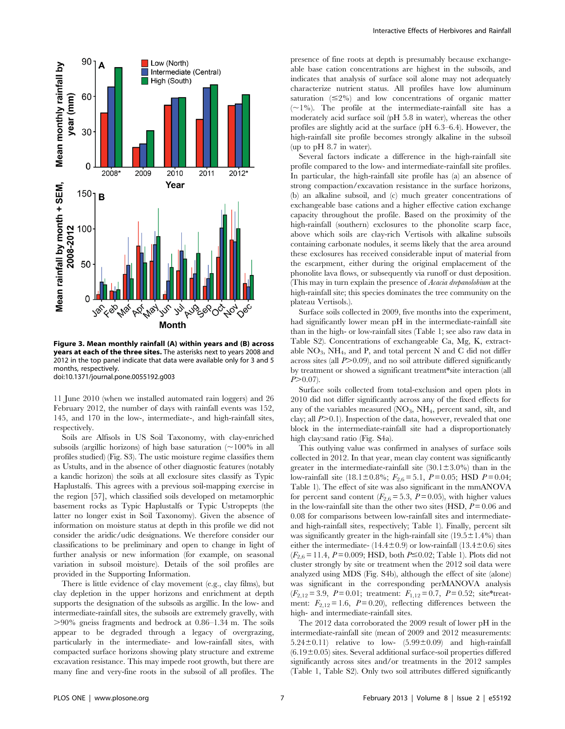**Figure 3. Mean monthly rainfall (A) within years and (B) across years at each of the three sites.** The asterisks next to years 2008 and 2012 in the top panel indicate that data were available only for 3 and 5 months, respectively.
doi:10.1371/journal.pone.0055192.g003

11 June 2010 (when we installed automated rain loggers) and 26 February 2012, the number of days with rainfall events was 152, 145, and 170 in the low-, intermediate-, and high-rainfall sites, respectively.

Soils are Alfisols in US Soil Taxonomy, with clay-enriched subsoils (argillic horizons) of high base saturation (~100% in all profiles studied) (Fig. S3). The ustic moisture regime classifies them as Ustults, and in the absence of other diagnostic features (notably a kandic horizon) the soils at all exclosure sites classify as Typic Haplustalfs. This agrees with a previous soil-mapping exercise in the region [57], which classified soils developed on metamorphic basement rocks as Typic Haplustalfs or Typic Ustropepts (the latter no longer exist in Soil Taxonomy). Given the absence of information on moisture status at depth in this profile we did not consider the aridic/udic designations. We therefore consider our classifications to be preliminary and open to change in light of further analysis or new information (for example, on seasonal variation in subsoil moisture). Details of the soil profiles are provided in the Supporting Information.

There is little evidence of clay movement (e.g., clay films), but clay depletion in the upper horizons and enrichment at depth supports the designation of the subsoils as argillic. In the low- and intermediate-rainfall sites, the subsoils are extremely gravelly, with >90% gneiss fragments and bedrock at 0.86–1.34 m. The soils appear to be degraded through a legacy of overgrazing, particularly in the intermediate- and low-rainfall sites, with compacted surface horizons showing platy structure and extreme excavation resistance. This may impede root growth, but there are many fine and very-fine roots in the subsoil of all profiles. The presence of fine roots at depth is presumably because exchangeable base cation concentrations are highest in the subsoils, and indicates that analysis of surface soil alone may not adequately characterize nutrient status. All profiles have low aluminum saturation (≤2%) and low concentrations of organic matter (~1%). The profile at the intermediate-rainfall site has a moderately acid surface soil (pH 5.8 in water), whereas the other profiles are slightly acid at the surface (pH 6.3–6.4). However, the high-rainfall site profile becomes strongly alkaline in the subsoil (up to pH 8.7 in water).

Several factors indicate a difference in the high-rainfall site profile compared to the low- and intermediate-rainfall site profiles. In particular, the high-rainfall site profile has (a) an absence of strong compaction/excavation resistance in the surface horizons, (b) an alkaline subsoil, and (c) much greater concentrations of exchangeable base cations and a higher effective cation exchange capacity throughout the profile. Based on the proximity of the high-rainfall (southern) exclosures to the phonolite scarp face, above which soils are clay-rich Vertisols with alkaline subsoils containing carbonate nodules, it seems likely that the area around these exclosures has received considerable input of material from the escarpment, either during the original emplacement of the phonolite lava flows, or subsequently via runoff or dust deposition. (This may in turn explain the presence of *Acacia drepanolobium* at the high-rainfall site; this species dominates the tree community on the plateau Vertisols.).

Surface soils collected in 2009, five months into the experiment, had significantly lower mean pH in the intermediate-rainfall site than in the high- or low-rainfall sites (Table 1; see also raw data in Table S2). Concentrations of exchangeable Ca, Mg, K, extractable $NO_3$, $NH_4$, and P, and total percent N and C did not differ across sites (all $P>0.09$), and no soil attribute differed significantly by treatment or showed a significant treatment*site interaction (all $P>0.07$).

Surface soils collected from total-exclusion and open plots in 2010 did not differ significantly across any of the fixed effects for any of the variables measured ($NO_3$, $NH_4$, percent sand, silt, and clay; all $P>0.1$). Inspection of the data, however, revealed that one block in the intermediate-rainfall site had a disproportionately high clay:sand ratio (Fig. S4a).

This outlying value was confirmed in analyses of surface soils collected in 2012. In that year, mean clay content was significantly greater in the intermediate-rainfall site (30.1±3.0%) than in the low-rainfall site (18.1±0.8%; $F_{2,6}=5.1$, $P=0.05$; HSD $P=0.04$; Table 1). The effect of site was also significant in the mmANOVA for percent sand content ($F_{2,6}=5.3$, $P=0.05$), with higher values in the low-rainfall site than the other two sites (HSD, $P=0.06$ and 0.08 for comparisons between low-rainfall sites and intermediate- and high-rainfall sites, respectively; Table 1). Finally, percent silt was significantly greater in the high-rainfall site (19.5±1.4%) than either the intermediate- (14.4±0.9) or low-rainfall (13.4±0.6) sites ($F_{2,6}=11.4$, $P=0.009$; HSD, both $P\leq0.02$; Table 1). Plots did not cluster strongly by site or treatment when the 2012 soil data were analyzed using MDS (Fig. S4b), although the effect of site (alone) was significant in the corresponding perMANOVA analysis ($F_{2,12}=3.9$, $P=0.01$; treatment: $F_{1,12}=0.7$, $P=0.52$; site*treatment: $F_{2,12}=1.6$, $P=0.20$), reflecting differences between the high- and intermediate-rainfall sites.

The 2012 data corroborated the 2009 result of lower pH in the intermediate-rainfall site (mean of 2009 and 2012 measurements: 5.24±0.11) relative to low- (5.99±0.09) and high-rainfall (6.19±0.05) sites. Several additional surface-soil properties differed significantly across sites and/or treatments in the 2012 samples (Table 1, Table S2). Only two soil attributes differed significantly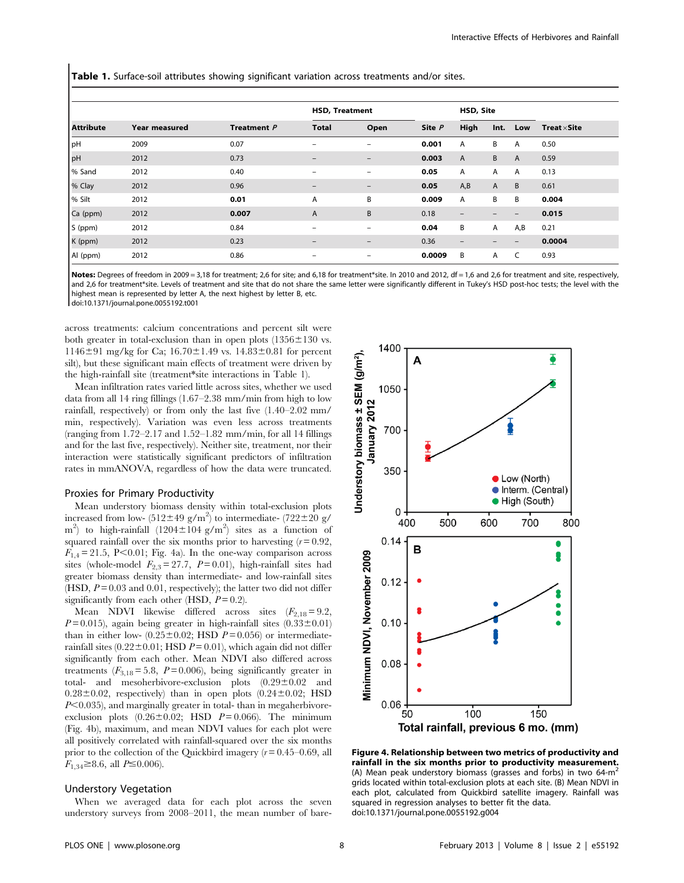**Table 1.** Surface-soil attributes showing significant variation across treatments and/or sites.

| | | | HSD, Treatment | | | HSD, Site | | | |
|---|---|---|---|---|---|---|---|---|---|
| Attribute | Year measured | Treatment *P* | Total | Open | Site *P* | High | Int. | Low | Treat×Site |
| pH | 2009 | 0.07 | – | – | **0.001** | A | B | A | 0.50 |
| pH | 2012 | 0.73 | – | – | **0.003** | A | B | A | 0.59 |
| % Sand | 2012 | 0.40 | – | – | **0.05** | A | A | A | 0.13 |
| % Clay | 2012 | 0.96 | – | – | **0.05** | A,B | A | B | 0.61 |
| % Silt | 2012 | **0.01** | A | B | **0.009** | A | B | B | **0.004** |
| Ca (ppm) | 2012 | **0.007** | A | B | 0.18 | – | – | – | **0.015** |
| S (ppm) | 2012 | 0.84 | – | – | **0.04** | B | A | A,B | 0.21 |
| K (ppm) | 2012 | 0.23 | – | – | 0.36 | – | – | – | **0.0004** |
| Al (ppm) | 2012 | 0.86 | – | – | **0.0009** | B | A | C | 0.93 |

**Notes:** Degrees of freedom in 2009 = 3,18 for treatment; 2,6 for site; and 6,18 for treatment*site. In 2010 and 2012, df = 1,6 and 2,6 for treatment and site, respectively, and 2,6 for treatment*site. Levels of treatment and site that do not share the same letter were significantly different in Tukey's HSD post-hoc tests; the level with the highest mean is represented by letter A, the next highest by letter B, etc.
doi:10.1371/journal.pone.0055192.t001

across treatments: calcium concentrations and percent silt were both greater in total-exclusion than in open plots (1356±130 vs. 1146±91 mg/kg for Ca; 16.70±1.49 vs. 14.83±0.81 for percent silt), but these significant main effects of treatment were driven by the high-rainfall site (treatment*site interactions in Table 1).

Mean infiltration rates varied little across sites, whether we used data from all 14 ring fillings (1.67–2.38 mm/min from high to low rainfall, respectively) or from only the last five (1.40–2.02 mm/min, respectively). Variation was even less across treatments (ranging from 1.72–2.17 and 1.52–1.82 mm/min, for all 14 fillings and for the last five, respectively). Neither site, treatment, nor their interaction were statistically significant predictors of infiltration rates in mmANOVA, regardless of how the data were truncated.

## Proxies for Primary Productivity

Mean understory biomass density within total-exclusion plots increased from low- (512±49 g/m$^2$) to intermediate- (722±20 g/m$^2$) to high-rainfall (1204±104 g/m$^2$) sites as a function of squared rainfall over the six months prior to harvesting ($r = 0.92$, $F_{1,4} = 21.5$, $P<0.01$; Fig. 4a). In the one-way comparison across sites (whole-model $F_{2,3} = 27.7$, $P = 0.01$), high-rainfall sites had greater biomass density than intermediate- and low-rainfall sites (HSD, $P = 0.03$ and 0.01, respectively); the latter two did not differ significantly from each other (HSD, $P = 0.2$).

Mean NDVI likewise differed across sites ($F_{2,18} = 9.2$, $P = 0.015$), again being greater in high-rainfall sites (0.33±0.01) than in either low- (0.25±0.02; HSD $P = 0.056$) or intermediate-rainfall sites (0.22±0.01; HSD $P = 0.01$), which again did not differ significantly from each other. Mean NDVI also differed across treatments ($F_{3,18} = 5.8$, $P = 0.006$), being significantly greater in total- and mesoherbivore-exclusion plots (0.29±0.02 and 0.28±0.02, respectively) than in open plots (0.24±0.02; HSD $P<0.035$), and marginally greater in total- than in megaherbivore-exclusion plots (0.26±0.02; HSD $P = 0.066$). The minimum (Fig. 4b), maximum, and mean NDVI values for each plot were all positively correlated with rainfall-squared over the six months prior to the collection of the Quickbird imagery ($r = 0.45$–$0.69$, all $F_{1,34} \geq 8.6$, all $P \leq 0.006$).

**Figure 4. Relationship between two metrics of productivity and rainfall in the six months prior to productivity measurement.** (A) Mean peak understory biomass (grasses and forbs) in two 64-m$^2$ grids located within total-exclusion plots at each site. (B) Mean NDVI in each plot, calculated from Quickbird satellite imagery. Rainfall was squared in regression analyses to better fit the data.
doi:10.1371/journal.pone.0055192.g004

## Understory Vegetation

When we averaged data for each plot across the seven understory surveys from 2008–2011, the mean number of bare-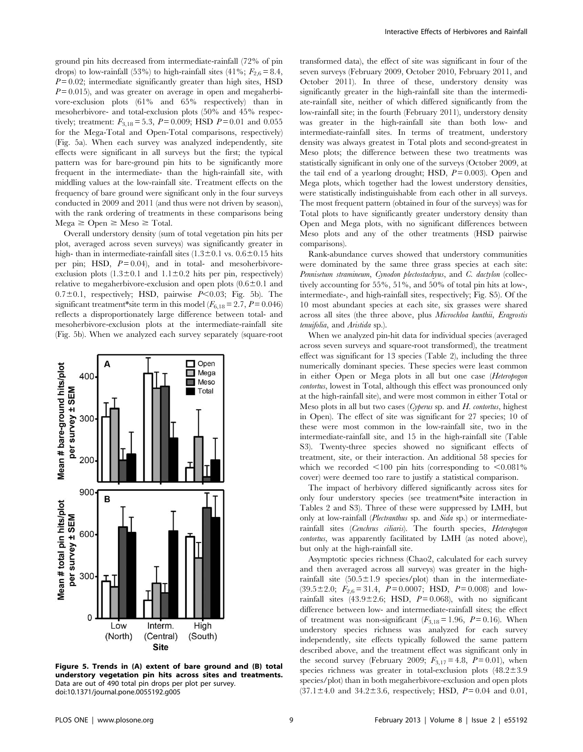ground pin hits decreased from intermediate-rainfall (72% of pin drops) to low-rainfall (53%) to high-rainfall sites (41%; $F_{2,6} = 8.4$, $P = 0.02$; intermediate significantly greater than high sites, HSD $P = 0.015$), and was greater on average in open and megaherbivore-exclusion plots (61% and 65% respectively) than in mesoherbivore- and total-exclusion plots (50% and 45% respectively; treatment: $F_{3,18} = 5.3$, $P = 0.009$; HSD $P = 0.01$ and 0.055 for the Mega-Total and Open-Total comparisons, respectively) (Fig. 5a). When each survey was analyzed independently, site effects were significant in all surveys but the first; the typical pattern was for bare-ground pin hits to be significantly more frequent in the intermediate- than the high-rainfall site, with middling values at the low-rainfall site. Treatment effects on the frequency of bare ground were significant only in the four surveys conducted in 2009 and 2011 (and thus were not driven by season), with the rank ordering of treatments in these comparisons being Mega ≥ Open ≥ Meso ≥ Total.

Overall understory density (sum of total vegetation pin hits per plot, averaged across seven surveys) was significantly greater in high- than in intermediate-rainfall sites (1.3±0.1 vs. 0.6±0.15 hits per pin; HSD, $P = 0.04$), and in total- and mesoherbivore-exclusion plots (1.3±0.1 and 1.1±0.2 hits per pin, respectively) relative to megaherbivore-exclusion and open plots (0.6±0.1 and 0.7±0.1, respectively; HSD, pairwise $P < 0.03$; Fig. 5b). The significant treatment*site term in this model ($F_{6,18} = 2.7$, $P = 0.046$) reflects a disproportionately large difference between total- and mesoherbivore-exclusion plots at the intermediate-rainfall site (Fig. 5b). When we analyzed each survey separately (square-root transformed data), the effect of site was significant in four of the seven surveys (February 2009, October 2010, February 2011, and October 2011). In three of these, understory density was significantly greater in the high-rainfall site than the intermediate-rainfall site, neither of which differed significantly from the low-rainfall site; in the fourth (February 2011), understory density was greater in the high-rainfall site than both low- and intermediate-rainfall sites. In terms of treatment, understory density was always greatest in Total plots and second-greatest in Meso plots; the difference between these two treatments was statistically significant in only one of the surveys (October 2009, at the tail end of a yearlong drought; HSD, $P = 0.003$). Open and Mega plots, which together had the lowest understory densities, were statistically indistinguishable from each other in all surveys. The most frequent pattern (obtained in four of the surveys) was for Total plots to have significantly greater understory density than Open and Mega plots, with no significant differences between Meso plots and any of the other treatments (HSD pairwise comparisons).

**Figure 5. Trends in (A) extent of bare ground and (B) total understory vegetation pin hits across sites and treatments.** Data are out of 490 total pin drops per plot per survey.
doi:10.1371/journal.pone.0055192.g005

Rank-abundance curves showed that understory communities were dominated by the same three grass species at each site: *Pennisetum stramineum*, *Cynodon plectostachyus*, and *C. dactylon* (collectively accounting for 55%, 51%, and 50% of total pin hits at low-, intermediate-, and high-rainfall sites, respectively; Fig. S5). Of the 10 most abundant species at each site, six grasses were shared across all sites (the three above, plus *Microchloa kunthii*, *Eragrostis tenuifolia*, and *Aristida* sp.).

When we analyzed pin-hit data for individual species (averaged across seven surveys and square-root transformed), the treatment effect was significant for 13 species (Table 2), including the three numerically dominant species. These species were least common in either Open or Mega plots in all but one case (*Heteropogon contortus*, lowest in Total, although this effect was pronounced only at the high-rainfall site), and were most common in either Total or Meso plots in all but two cases (*Cyperus* sp. and *H. contortus*, highest in Open). The effect of site was significant for 27 species; 10 of these were most common in the low-rainfall site, two in the intermediate-rainfall site, and 15 in the high-rainfall site (Table S3). Twenty-three species showed no significant effects of treatment, site, or their interaction. An additional 58 species for which we recorded <100 pin hits (corresponding to <0.081% cover) were deemed too rare to justify a statistical comparison.

The impact of herbivory differed significantly across sites for only four understory species (see treatment*site interaction in Tables 2 and S3). Three of these were suppressed by LMH, but only at low-rainfall (*Plectranthus* sp. and *Sida* sp.) or intermediate-rainfall sites (*Cenchrus ciliaris*). The fourth species, *Heteropogon contortus*, was apparently facilitated by LMH (as noted above), but only at the high-rainfall site.

Asymptotic species richness (Chao2, calculated for each survey and then averaged across all surveys) was greater in the high-rainfall site (50.5±1.9 species/plot) than in the intermediate- (39.5±2.0; $F_{2,6} = 31.4$, $P = 0.0007$; HSD, $P = 0.008$) and low-rainfall sites (43.9±2.6; HSD, $P = 0.068$), with no significant difference between low- and intermediate-rainfall sites; the effect of treatment was non-significant ($F_{3,18} = 1.96$, $P = 0.16$). When understory species richness was analyzed for each survey independently, site effects typically followed the same pattern described above, and the treatment effect was significant only in the second survey (February 2009; $F_{3,17} = 4.8$, $P = 0.01$), when species richness was greater in total-exclusion plots (48.2±3.9 species/plot) than in both megaherbivore-exclusion and open plots (37.1±4.0 and 34.2±3.6, respectively; HSD, $P = 0.04$ and 0.01,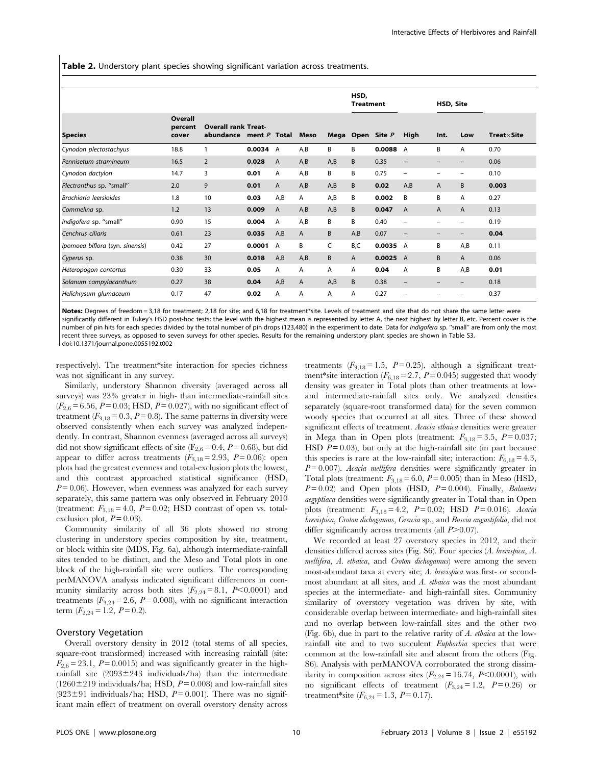**Table 2.** Understory plant species showing significant variation across treatments.

| Species | Overall percent cover | Overall rank abundance | Treatment $P$ | HSD, Treatment Total | Meso | Mega | Open | Site $P$ | HSD, Site High | Int. | Low | Treat×Site |
|---|---|---|---|---|---|---|---|---|---|---|---|---|
| *Cynodon plectostachyus* | 18.8 | 1 | **0.0034** | A | A,B | B | B | **0.0088** | A | B | A | 0.70 |
| *Pennisetum stramineum* | 16.5 | 2 | **0.028** | A | A,B | A,B | B | 0.35 | – | – | – | 0.06 |
| *Cynodon dactylon* | 14.7 | 3 | **0.01** | A | A,B | B | B | 0.75 | – | – | – | 0.10 |
| *Plectranthus* sp. "small" | 2.0 | 9 | **0.01** | A | A,B | A,B | B | **0.02** | A,B | A | B | **0.003** |
| *Brachiaria leersioides* | 1.8 | 10 | **0.03** | A,B | A | A,B | B | **0.002** | B | B | A | 0.27 |
| *Commelina* sp. | 1.2 | 13 | **0.009** | A | A,B | A,B | B | **0.047** | A | A | A | 0.13 |
| *Indigofera* sp. "small" | 0.90 | 15 | **0.004** | A | A,B | B | B | 0.40 | – | – | – | 0.19 |
| *Cenchrus ciliaris* | 0.61 | 23 | **0.035** | A,B | A | B | A,B | 0.07 | – | – | – | **0.04** |
| *Ipomoea biflora* (syn. *sinensis*) | 0.42 | 27 | **0.0001** | A | B | C | B,C | **0.0035** | A | B | A,B | 0.11 |
| *Cyperus* sp. | 0.38 | 30 | **0.018** | A,B | A,B | B | A | **0.0025** | A | B | A | 0.06 |
| *Heteropogon contortus* | 0.30 | 33 | **0.05** | A | A | A | A | **0.04** | A | B | A,B | **0.01** |
| *Solanum campylacanthum* | 0.27 | 38 | **0.04** | A,B | A | A,B | B | 0.38 | – | – | – | 0.18 |
| *Helichrysum glumaceum* | 0.17 | 47 | **0.02** | A | A | A | A | 0.27 | – | – | – | 0.37 |

**Notes:** Degrees of freedom = 3,18 for treatment; 2,18 for site; and 6,18 for treatment*site. Levels of treatment and site that do not share the same letter were significantly different in Tukey's HSD post-hoc tests; the level with the highest mean is represented by letter A, the next highest by letter B, etc. Percent cover is the number of pin hits for each species divided by the total number of pin drops (123,480) in the experiment to date. Data for *Indigofera* sp. "small" are from only the most recent three surveys, as opposed to seven surveys for other species. Results for the remaining understory plant species are shown in Table S3.
doi:10.1371/journal.pone.0055192.t002

respectively). The treatment*site interaction for species richness was not significant in any survey.

Similarly, understory Shannon diversity (averaged across all surveys) was 23% greater in high- than intermediate-rainfall sites ($F_{2,6} = 6.56$, $P = 0.03$; HSD, $P = 0.027$), with no significant effect of treatment ($F_{3,18} = 0.3$, $P = 0.8$). The same patterns in diversity were observed consistently when each survey was analyzed independently. In contrast, Shannon evenness (averaged across all surveys) did not show significant effects of site ($F_{2,6} = 0.4$, $P = 0.68$), but did appear to differ across treatments ($F_{3,18} = 2.93$, $P = 0.06$): open plots had the greatest evenness and total-exclusion plots the lowest, and this contrast approached statistical significance (HSD, $P = 0.06$). However, when evenness was analyzed for each survey separately, this same pattern was only observed in February 2010 (treatment: $F_{3,18} = 4.0$, $P = 0.02$; HSD contrast of open vs. total-exclusion plot, $P = 0.03$).

Community similarity of all 36 plots showed no strong clustering in understory species composition by site, treatment, or block within site (MDS, Fig. 6a), although intermediate-rainfall sites tended to be distinct, and the Meso and Total plots in one block of the high-rainfall site were outliers. The corresponding perMANOVA analysis indicated significant differences in community similarity across both sites ($F_{2,24} = 8.1$, $P < 0.0001$) and treatments ($F_{3,24} = 2.6$, $P = 0.008$), with no significant interaction term ($F_{2,24} = 1.2$, $P = 0.2$).

## Overstory Vegetation

Overall overstory density in 2012 (total stems of all species, square-root transformed) increased with increasing rainfall (site: $F_{2,6} = 23.1$, $P = 0.0015$) and was significantly greater in the high-rainfall site (2093±243 individuals/ha) than the intermediate (1260±219 individuals/ha; HSD, $P = 0.008$) and low-rainfall sites (923±91 individuals/ha; HSD, $P = 0.001$). There was no significant main effect of treatment on overall overstory density across treatments ($F_{3,18} = 1.5$, $P = 0.25$), although a significant treatment*site interaction ($F_{6,18} = 2.7$, $P = 0.045$) suggested that woody density was greater in Total plots than other treatments at low- and intermediate-rainfall sites only. We analyzed densities separately (square-root transformed data) for the seven common woody species that occurred at all sites. Three of these showed significant effects of treatment. *Acacia etbaica* densities were greater in Mega than in Open plots (treatment: $F_{3,18} = 3.5$, $P = 0.037$; HSD $P = 0.03$), but only at the high-rainfall site (in part because this species is rare at the low-rainfall site; interaction: $F_{6,18} = 4.3$, $P = 0.007$). *Acacia mellifera* densities were significantly greater in Total plots (treatment: $F_{3,18} = 6.0$, $P = 0.005$) than in Meso (HSD, $P = 0.02$) and Open plots (HSD, $P = 0.004$). Finally, *Balanites aegyptiaca* densities were significantly greater in Total than in Open plots (treatment: $F_{3,18} = 4.2$, $P = 0.02$; HSD $P = 0.016$). *Acacia brevispica*, *Croton dichogamus*, *Grewia* sp., and *Boscia angustifolia*, did not differ significantly across treatments (all $P > 0.07$).

We recorded at least 27 overstory species in 2012, and their densities differed across sites (Fig. S6). Four species (*A. brevispica*, *A. mellifera*, *A. etbaica*, and *Croton dichogamus*) were among the seven most-abundant taxa at every site; *A. brevispica* was first- or second-most abundant at all sites, and *A. etbaica* was the most abundant species at the intermediate- and high-rainfall sites. Community similarity of overstory vegetation was driven by site, with considerable overlap between intermediate- and high-rainfall sites and no overlap between low-rainfall sites and the other two (Fig. 6b), due in part to the relative rarity of *A. etbaica* at the low-rainfall site and to two succulent *Euphorbia* species that were common at the low-rainfall site and absent from the others (Fig. S6). Analysis with perMANOVA corroborated the strong dissimilarity in composition across sites ($F_{2,24} = 16.74$, $P < 0.0001$), with no significant effects of treatment ($F_{3,24} = 1.2$, $P = 0.26$) or treatment*site ($F_{6,24} = 1.3$, $P = 0.17$).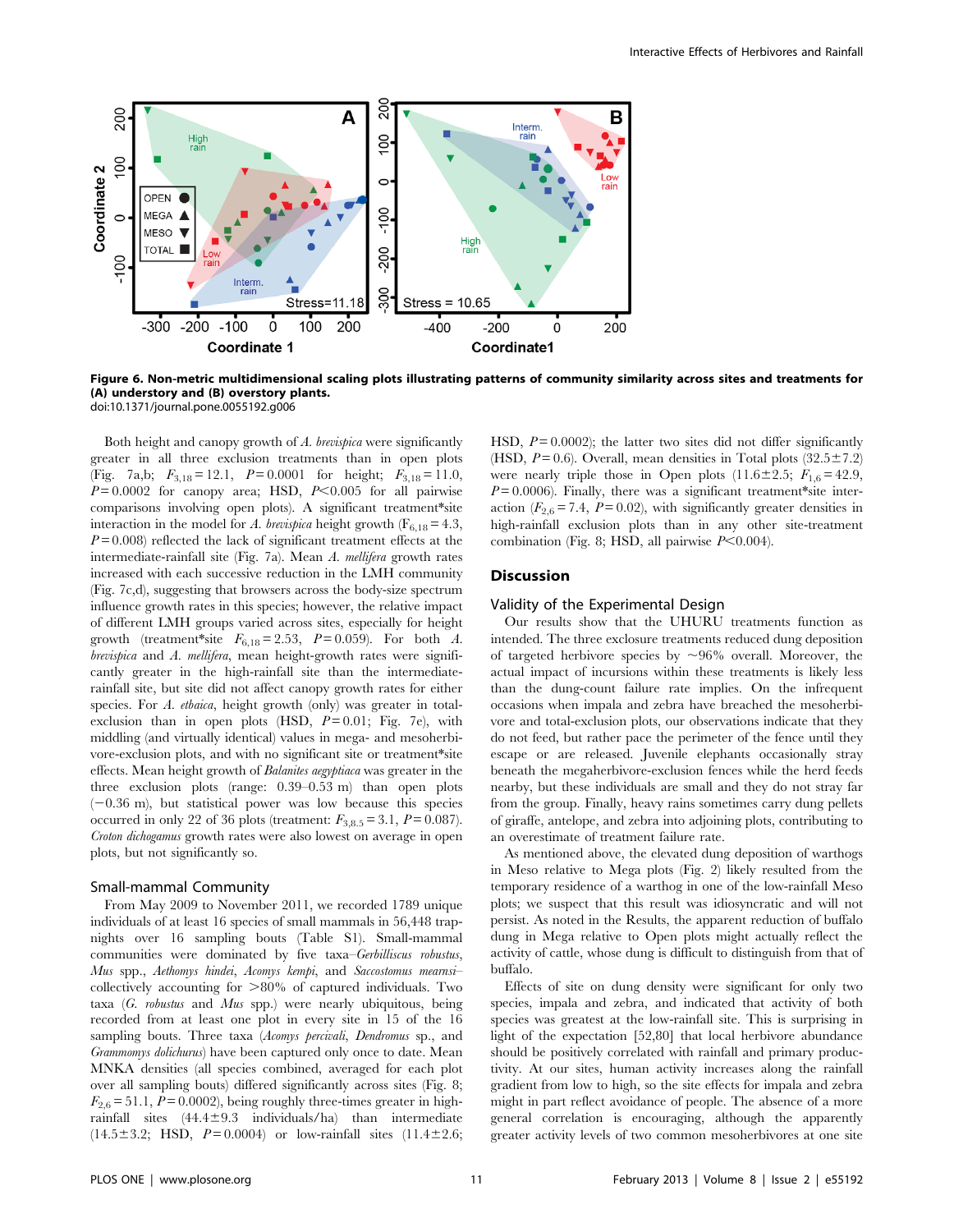**Figure 6. Non-metric multidimensional scaling plots illustrating patterns of community similarity across sites and treatments for (A) understory and (B) overstory plants.**
doi:10.1371/journal.pone.0055192.g006

Both height and canopy growth of *A. brevispica* were significantly greater in all three exclusion treatments than in open plots (Fig. 7a,b; $F_{3,18} = 12.1$, $P = 0.0001$ for height; $F_{3,18} = 11.0$, $P = 0.0002$ for canopy area; HSD, $P < 0.005$ for all pairwise comparisons involving open plots). A significant treatment*site interaction in the model for *A. brevispica* height growth ($F_{6,18} = 4.3$, $P = 0.008$) reflected the lack of significant treatment effects at the intermediate-rainfall site (Fig. 7a). Mean *A. mellifera* growth rates increased with each successive reduction in the LMH community (Fig. 7c,d), suggesting that browsers across the body-size spectrum influence growth rates in this species; however, the relative impact of different LMH groups varied across sites, especially for height growth (treatment*site $F_{6,18} = 2.53$, $P = 0.059$). For both *A. brevispica* and *A. mellifera*, mean height-growth rates were significantly greater in the high-rainfall site than the intermediate-rainfall site, but site did not affect canopy growth rates for either species. For *A. etbaica*, height growth (only) was greater in total-exclusion than in open plots (HSD, $P = 0.01$; Fig. 7e), with middling (and virtually identical) values in mega- and mesoherbivore-exclusion plots, and with no significant site or treatment*site effects. Mean height growth of *Balanites aegyptiaca* was greater in the three exclusion plots (range: 0.39–0.53 m) than open plots (−0.36 m), but statistical power was low because this species occurred in only 22 of 36 plots (treatment: $F_{3,8.5} = 3.1$, $P = 0.087$). *Croton dichogamus* growth rates were also lowest on average in open plots, but not significantly so.

### Small-mammal Community

From May 2009 to November 2011, we recorded 1789 unique individuals of at least 16 species of small mammals in 56,448 trap-nights over 16 sampling bouts (Table S1). Small-mammal communities were dominated by five taxa–*Gerbilliscus robustus*, *Mus* spp., *Aethomys hindei*, *Acomys kempi*, and *Saccostomus mearnsi*–collectively accounting for >80% of captured individuals. Two taxa (*G. robustus* and *Mus* spp.) were nearly ubiquitous, being recorded from at least one plot in every site in 15 of the 16 sampling bouts. Three taxa (*Acomys percivali*, *Dendromus* sp., and *Grammomys dolichurus*) have been captured only once to date. Mean MNKA densities (all species combined, averaged for each plot over all sampling bouts) differed significantly across sites (Fig. 8; $F_{2,6} = 51.1$, $P = 0.0002$), being roughly three-times greater in high-rainfall sites (44.4±9.3 individuals/ha) than intermediate (14.5±3.2; HSD, $P = 0.0004$) or low-rainfall sites (11.4±2.6; HSD, $P = 0.0002$); the latter two sites did not differ significantly (HSD, $P = 0.6$). Overall, mean densities in Total plots (32.5±7.2) were nearly triple those in Open plots (11.6±2.5; $F_{1,6} = 42.9$, $P = 0.0006$). Finally, there was a significant treatment*site interaction ($F_{2,6} = 7.4$, $P = 0.02$), with significantly greater densities in high-rainfall exclusion plots than in any other site-treatment combination (Fig. 8; HSD, all pairwise $P < 0.004$).

## Discussion

### Validity of the Experimental Design

Our results show that the UHURU treatments function as intended. The three exclosure treatments reduced dung deposition of targeted herbivore species by ~96% overall. Moreover, the actual impact of incursions within these treatments is likely less than the dung-count failure rate implies. On the infrequent occasions when impala and zebra have breached the mesoherbivore and total-exclusion plots, our observations indicate that they do not feed, but rather pace the perimeter of the fence until they escape or are released. Juvenile elephants occasionally stray beneath the megaherbivore-exclusion fences while the herd feeds nearby, but these individuals are small and they do not stray far from the group. Finally, heavy rains sometimes carry dung pellets of giraffe, antelope, and zebra into adjoining plots, contributing to an overestimate of treatment failure rate.

As mentioned above, the elevated dung deposition of warthogs in Meso relative to Mega plots (Fig. 2) likely resulted from the temporary residence of a warthog in one of the low-rainfall Meso plots; we suspect that this result was idiosyncratic and will not persist. As noted in the Results, the apparent reduction of buffalo dung in Mega relative to Open plots might actually reflect the activity of cattle, whose dung is difficult to distinguish from that of buffalo.

Effects of site on dung density were significant for only two species, impala and zebra, and indicated that activity of both species was greatest at the low-rainfall site. This is surprising in light of the expectation [52,80] that local herbivore abundance should be positively correlated with rainfall and primary productivity. At our sites, human activity increases along the rainfall gradient from low to high, so the site effects for impala and zebra might in part reflect avoidance of people. The absence of a more general correlation is encouraging, although the apparently greater activity levels of two common mesoherbivores at one site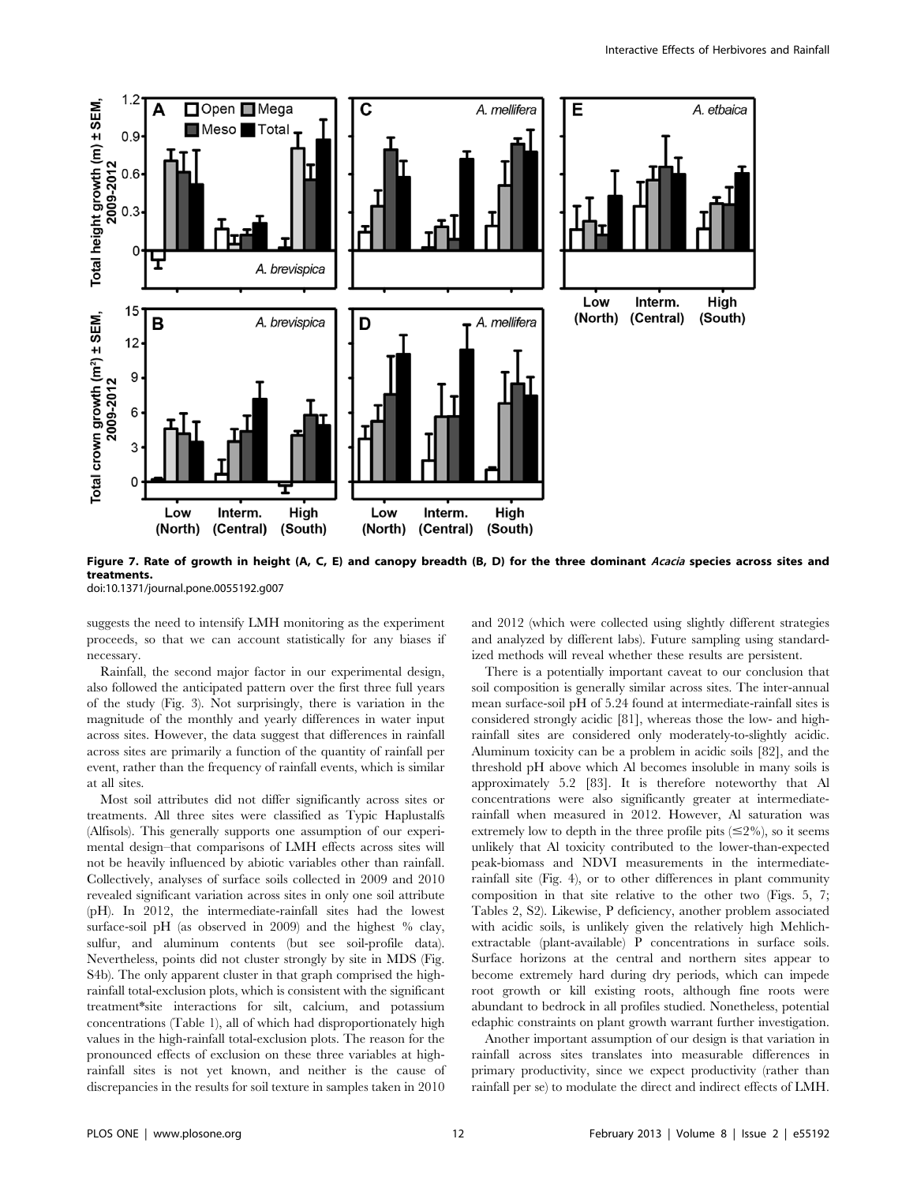**Figure 7. Rate of growth in height (A, C, E) and canopy breadth (B, D) for the three dominant *Acacia* species across sites and treatments.**
doi:10.1371/journal.pone.0055192.g007

suggests the need to intensify LMH monitoring as the experiment proceeds, so that we can account statistically for any biases if necessary.

Rainfall, the second major factor in our experimental design, also followed the anticipated pattern over the first three full years of the study (Fig. 3). Not surprisingly, there is variation in the magnitude of the monthly and yearly differences in water input across sites. However, the data suggest that differences in rainfall across sites are primarily a function of the quantity of rainfall per event, rather than the frequency of rainfall events, which is similar at all sites.

Most soil attributes did not differ significantly across sites or treatments. All three sites were classified as Typic Haplustalfs (Alfisols). This generally supports one assumption of our experimental design–that comparisons of LMH effects across sites will not be heavily influenced by abiotic variables other than rainfall. Collectively, analyses of surface soils collected in 2009 and 2010 revealed significant variation across sites in only one soil attribute (pH). In 2012, the intermediate-rainfall sites had the lowest surface-soil pH (as observed in 2009) and the highest % clay, sulfur, and aluminum contents (but see soil-profile data). Nevertheless, points did not cluster strongly by site in MDS (Fig. S4b). The only apparent cluster in that graph comprised the high-rainfall total-exclusion plots, which is consistent with the significant treatment*site interactions for silt, calcium, and potassium concentrations (Table 1), all of which had disproportionately high values in the high-rainfall total-exclusion plots. The reason for the pronounced effects of exclusion on these three variables at high-rainfall sites is not yet known, and neither is the cause of discrepancies in the results for soil texture in samples taken in 2010 and 2012 (which were collected using slightly different strategies and analyzed by different labs). Future sampling using standardized methods will reveal whether these results are persistent.

There is a potentially important caveat to our conclusion that soil composition is generally similar across sites. The inter-annual mean surface-soil pH of 5.24 found at intermediate-rainfall sites is considered strongly acidic [81], whereas those the low- and high-rainfall sites are considered only moderately-to-slightly acidic. Aluminum toxicity can be a problem in acidic soils [82], and the threshold pH above which Al becomes insoluble in many soils is approximately 5.2 [83]. It is therefore noteworthy that Al concentrations were also significantly greater at intermediate-rainfall when measured in 2012. However, Al saturation was extremely low to depth in the three profile pits ($\leq$2%), so it seems unlikely that Al toxicity contributed to the lower-than-expected peak-biomass and NDVI measurements in the intermediate-rainfall site (Fig. 4), or to other differences in plant community composition in that site relative to the other two (Figs. 5, 7; Tables 2, S2). Likewise, P deficiency, another problem associated with acidic soils, is unlikely given the relatively high Mehlich-extractable (plant-available) P concentrations in surface soils. Surface horizons at the central and northern sites appear to become extremely hard during dry periods, which can impede root growth or kill existing roots, although fine roots were abundant to bedrock in all profiles studied. Nonetheless, potential edaphic constraints on plant growth warrant further investigation.

Another important assumption of our design is that variation in rainfall across sites translates into measurable differences in primary productivity, since we expect productivity (rather than rainfall per se) to modulate the direct and indirect effects of LMH.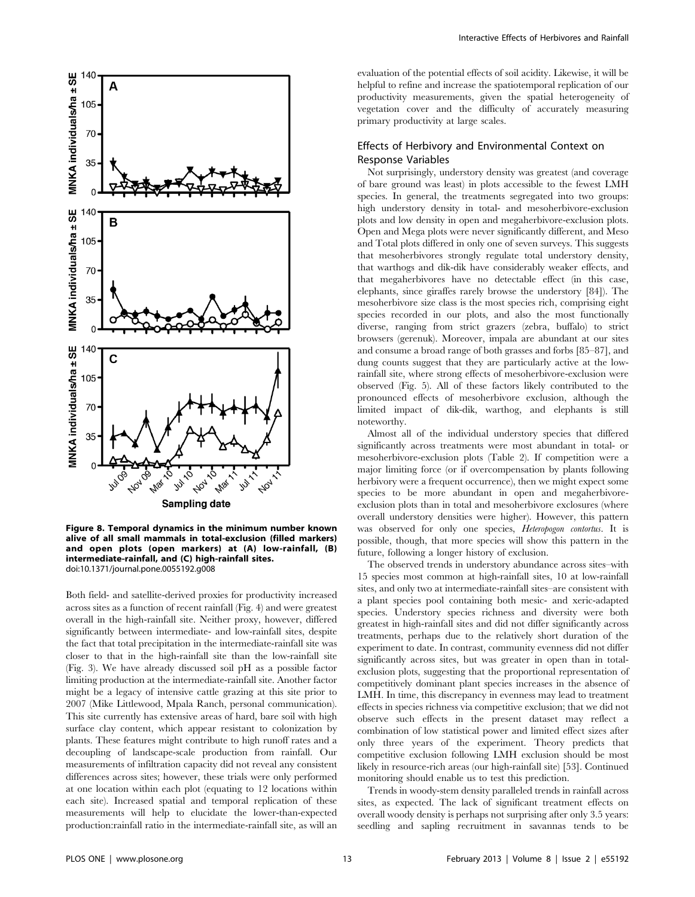Figure 8. Temporal dynamics in the minimum number known alive of all small mammals in total-exclusion (filled markers) and open plots (open markers) at (A) low-rainfall, (B) intermediate-rainfall, and (C) high-rainfall sites.
doi:10.1371/journal.pone.0055192.g008

Both field- and satellite-derived proxies for productivity increased across sites as a function of recent rainfall (Fig. 4) and were greatest overall in the high-rainfall site. Neither proxy, however, differed significantly between intermediate- and low-rainfall sites, despite the fact that total precipitation in the intermediate-rainfall site was closer to that in the high-rainfall site than the low-rainfall site (Fig. 3). We have already discussed soil pH as a possible factor limiting production at the intermediate-rainfall site. Another factor might be a legacy of intensive cattle grazing at this site prior to 2007 (Mike Littlewood, Mpala Ranch, personal communication). This site currently has extensive areas of hard, bare soil with high surface clay content, which appear resistant to colonization by plants. These features might contribute to high runoff rates and a decoupling of landscape-scale production from rainfall. Our measurements of infiltration capacity did not reveal any consistent differences across sites; however, these trials were only performed at one location within each plot (equating to 12 locations within each site). Increased spatial and temporal replication of these measurements will help to elucidate the lower-than-expected production:rainfall ratio in the intermediate-rainfall site, as will an evaluation of the potential effects of soil acidity. Likewise, it will be helpful to refine and increase the spatiotemporal replication of our productivity measurements, given the spatial heterogeneity of vegetation cover and the difficulty of accurately measuring primary productivity at large scales.

### Effects of Herbivory and Environmental Context on Response Variables

Not surprisingly, understory density was greatest (and coverage of bare ground was least) in plots accessible to the fewest LMH species. In general, the treatments segregated into two groups: high understory density in total- and mesoherbivore-exclusion plots and low density in open and megaherbivore-exclusion plots. Open and Mega plots were never significantly different, and Meso and Total plots differed in only one of seven surveys. This suggests that mesoherbivores strongly regulate total understory density, that warthogs and dik-dik have considerably weaker effects, and that megaherbivores have no detectable effect (in this case, elephants, since giraffes rarely browse the understory [84]). The mesoherbivore size class is the most species rich, comprising eight species recorded in our plots, and also the most functionally diverse, ranging from strict grazers (zebra, buffalo) to strict browsers (gerenuk). Moreover, impala are abundant at our sites and consume a broad range of both grasses and forbs [85–87], and dung counts suggest that they are particularly active at the low-rainfall site, where strong effects of mesoherbivore-exclusion were observed (Fig. 5). All of these factors likely contributed to the pronounced effects of mesoherbivore exclusion, although the limited impact of dik-dik, warthog, and elephants is still noteworthy.

Almost all of the individual understory species that differed significantly across treatments were most abundant in total- or mesoherbivore-exclusion plots (Table 2). If competition were a major limiting force (or if overcompensation by plants following herbivory were a frequent occurrence), then we might expect some species to be more abundant in open and megaherbivore-exclusion plots than in total and mesoherbivore exclosures (where overall understory densities were higher). However, this pattern was observed for only one species, *Heteropogon contortus*. It is possible, though, that more species will show this pattern in the future, following a longer history of exclusion.

The observed trends in understory abundance across sites–with 15 species most common at high-rainfall sites, 10 at low-rainfall sites, and only two at intermediate-rainfall sites–are consistent with a plant species pool containing both mesic- and xeric-adapted species. Understory species richness and diversity were both greatest in high-rainfall sites and did not differ significantly across treatments, perhaps due to the relatively short duration of the experiment to date. In contrast, community evenness did not differ significantly across sites, but was greater in open than in total-exclusion plots, suggesting that the proportional representation of competitively dominant plant species increases in the absence of LMH. In time, this discrepancy in evenness may lead to treatment effects in species richness via competitive exclusion; that we did not observe such effects in the present dataset may reflect a combination of low statistical power and limited effect sizes after only three years of the experiment. Theory predicts that competitive exclusion following LMH exclusion should be most likely in resource-rich areas (our high-rainfall site) [53]. Continued monitoring should enable us to test this prediction.

Trends in woody-stem density paralleled trends in rainfall across sites, as expected. The lack of significant treatment effects on overall woody density is perhaps not surprising after only 3.5 years: seedling and sapling recruitment in savannas tends to be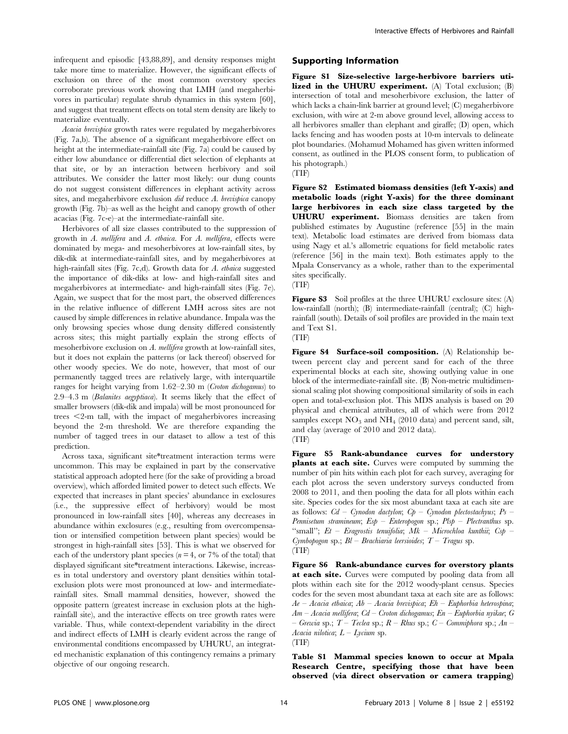infrequent and episodic [43,88,89], and density responses might take more time to materialize. However, the significant effects of exclusion on three of the most common overstory species corroborate previous work showing that LMH (and megaherbivores in particular) regulate shrub dynamics in this system [60], and suggest that treatment effects on total stem density are likely to materialize eventually.

*Acacia brevispica* growth rates were regulated by megaherbivores (Fig. 7a,b). The absence of a significant megaherbivore effect on height at the intermediate-rainfall site (Fig. 7a) could be caused by either low abundance or differential diet selection of elephants at that site, or by an interaction between herbivory and soil attributes. We consider the latter most likely: our dung counts do not suggest consistent differences in elephant activity across sites, and megaherbivore exclusion *did* reduce *A. brevispica* canopy growth (Fig. 7b)–as well as the height and canopy growth of other acacias (Fig. 7c-e)–at the intermediate-rainfall site.

Herbivores of all size classes contributed to the suppression of growth in *A. mellifera* and *A. etbaica*. For *A. mellifera*, effects were dominated by mega- and mesoherbivores at low-rainfall sites, by dik-dik at intermediate-rainfall sites, and by megaherbivores at high-rainfall sites (Fig. 7c,d). Growth data for *A. etbaica* suggested the importance of dik-diks at low- and high-rainfall sites and megaherbivores at intermediate- and high-rainfall sites (Fig. 7e). Again, we suspect that for the most part, the observed differences in the relative influence of different LMH across sites are not caused by simple differences in relative abundance. Impala was the only browsing species whose dung density differed consistently across sites; this might partially explain the strong effects of mesoherbivore exclusion on *A. mellifera* growth at low-rainfall sites, but it does not explain the patterns (or lack thereof) observed for other woody species. We do note, however, that most of our permanently tagged trees are relatively large, with interquartile ranges for height varying from 1.62–2.30 m (*Croton dichogamus*) to 2.9–4.3 m (*Balanites aegyptiaca*). It seems likely that the effect of smaller browsers (dik-dik and impala) will be most pronounced for trees <2-m tall, with the impact of megaherbivores increasing beyond the 2-m threshold. We are therefore expanding the number of tagged trees in our dataset to allow a test of this prediction.

Across taxa, significant site*treatment interaction terms were uncommon. This may be explained in part by the conservative statistical approach adopted here (for the sake of providing a broad overview), which afforded limited power to detect such effects. We expected that increases in plant species' abundance in exclosures (i.e., the suppressive effect of herbivory) would be most pronounced in low-rainfall sites [40], whereas any decreases in abundance within exclosures (e.g., resulting from overcompensation or intensified competition between plant species) would be strongest in high-rainfall sites [53]. This is what we observed for each of the understory plant species ($n = 4$, or 7% of the total) that displayed significant site*treatment interactions. Likewise, increases in total understory and overstory plant densities within total-exclusion plots were most pronounced at low- and intermediate-rainfall sites. Small mammal densities, however, showed the opposite pattern (greatest increase in exclusion plots at the high-rainfall site), and the interactive effects on tree growth rates were variable. Thus, while context-dependent variability in the direct and indirect effects of LMH is clearly evident across the range of environmental conditions encompassed by UHURU, an integrated mechanistic explanation of this contingency remains a primary objective of our ongoing research.

## Supporting Information

**Figure S1 Size-selective large-herbivore barriers utilized in the UHURU experiment.** (A) Total exclusion; (B) intersection of total and mesoherbivore exclusion, the latter of which lacks a chain-link barrier at ground level; (C) megaherbivore exclusion, with wire at 2-m above ground level, allowing access to all herbivores smaller than elephant and giraffe; (D) open, which lacks fencing and has wooden posts at 10-m intervals to delineate plot boundaries. (Mohamud Mohamed has given written informed consent, as outlined in the PLOS consent form, to publication of his photograph.)
(TIF)

**Figure S2 Estimated biomass densities (left Y-axis) and metabolic loads (right Y-axis) for the three dominant large herbivores in each size class targeted by the UHURU experiment.** Biomass densities are taken from published estimates by Augustine (reference [55] in the main text). Metabolic load estimates are derived from biomass data using Nagy et al.'s allometric equations for field metabolic rates (reference [56] in the main text). Both estimates apply to the Mpala Conservancy as a whole, rather than to the experimental sites specifically.
(TIF)

**Figure S3** Soil profiles at the three UHURU exclosure sites: (A) low-rainfall (north); (B) intermediate-rainfall (central); (C) high-rainfall (south). Details of soil profiles are provided in the main text and Text S1.
(TIF)

**Figure S4 Surface-soil composition.** (A) Relationship between percent clay and percent sand for each of the three experimental blocks at each site, showing outlying value in one block of the intermediate-rainfall site. (B) Non-metric multidimensional scaling plot showing compositional similarity of soils in each open and total-exclusion plot. This MDS analysis is based on 20 physical and chemical attributes, all of which were from 2012 samples except $NO_3$ and $NH_4$ (2010 data) and percent sand, silt, and clay (average of 2010 and 2012 data).
(TIF)

**Figure S5 Rank-abundance curves for understory plants at each site.** Curves were computed by summing the number of pin hits within each plot for each survey, averaging for each plot across the seven understory surveys conducted from 2008 to 2011, and then pooling the data for all plots within each site. Species codes for the six most abundant taxa at each site are as follows: *Cd* – *Cynodon dactylon*; *Cp* – *Cynodon plectostachyus*; *Ps* – *Pennisetum stramineum*; *Esp* – *Enteropogon* sp.; *Plsp* – *Plectranthus* sp. "small"; *Et* – *Eragrostis tenuifolia*; *Mk* – *Microchloa kunthii*; *Csp* – *Cymbopogon* sp.; *Bl* – *Brachiaria leersioides*; *T* – *Tragus* sp.
(TIF)

**Figure S6 Rank-abundance curves for overstory plants at each site.** Curves were computed by pooling data from all plots within each site for the 2012 woody-plant census. Species codes for the seven most abundant taxa at each site are as follows: *Ae* – *Acacia etbaica*; *Ab* – *Acacia brevispica*; *Eh* – *Euphorbia heterospina*; *Am* – *Acacia mellifera*; *Cd* – *Croton dichogamus*; *En* – *Euphorbia nyikae*; *G* – *Grewia* sp.; *T* – *Teclea* sp.; *R* – *Rhus* sp.; *C* – *Commiphora* sp.; *An* – *Acacia nilotica*; *L* – *Lycium* sp.
(TIF)

**Table S1 Mammal species known to occur at Mpala Research Centre, specifying those that have been observed (via direct observation or camera trapping)**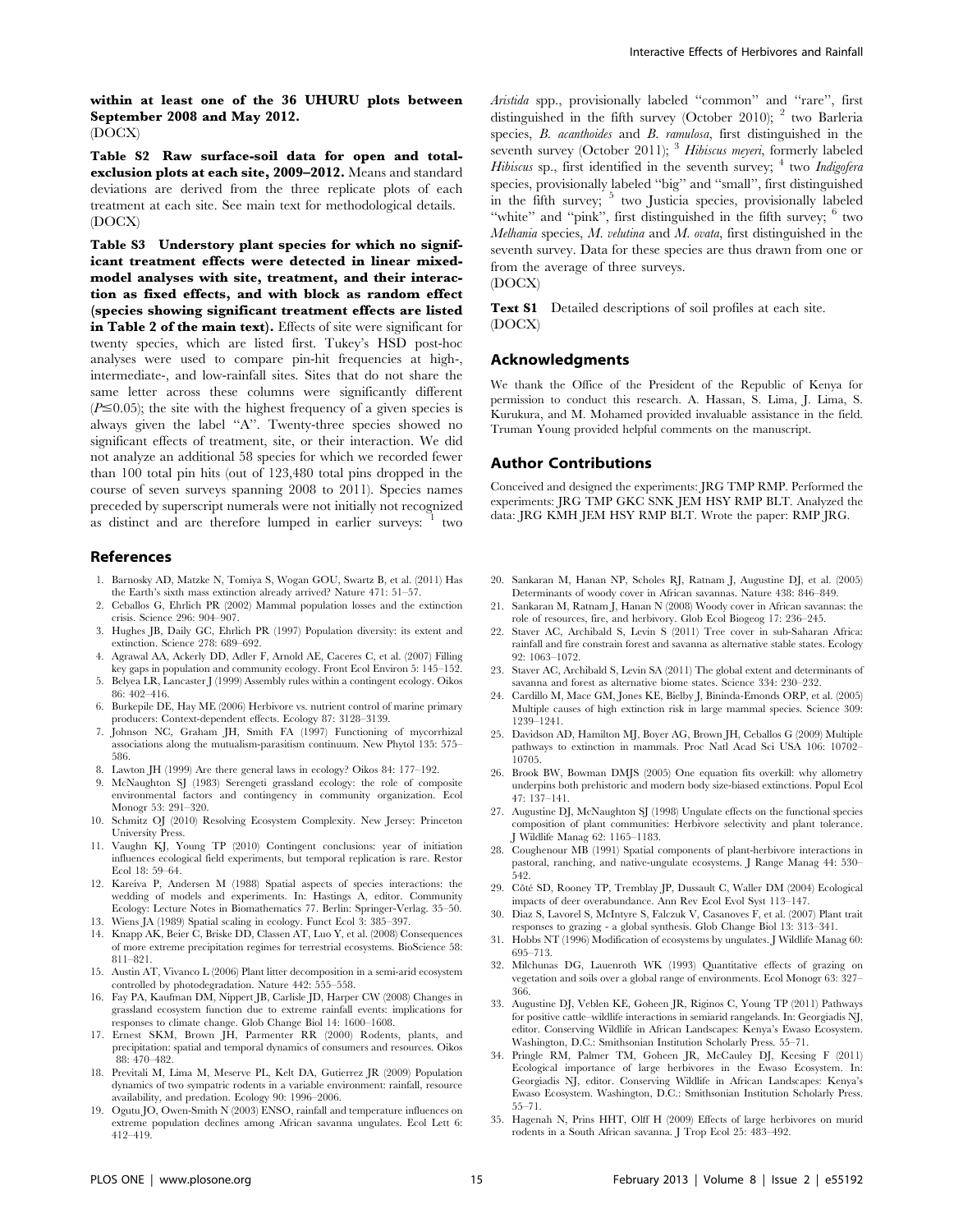**within at least one of the 36 UHURU plots between September 2008 and May 2012.**
(DOCX)

**Table S2 Raw surface-soil data for open and total-exclusion plots at each site, 2009–2012.** Means and standard deviations are derived from the three replicate plots of each treatment at each site. See main text for methodological details.
(DOCX)

**Table S3 Understory plant species for which no significant treatment effects were detected in linear mixed-model analyses with site, treatment, and their interaction as fixed effects, and with block as random effect (species showing significant treatment effects are listed in Table 2 of the main text).** Effects of site were significant for twenty species, which are listed first. Tukey's HSD post-hoc analyses were used to compare pin-hit frequencies at high-, intermediate-, and low-rainfall sites. Sites that do not share the same letter across these columns were significantly different ($P \leq 0.05$); the site with the highest frequency of a given species is always given the label "A". Twenty-three species showed no significant effects of treatment, site, or their interaction. We did not analyze an additional 58 species for which we recorded fewer than 100 total pin hits (out of 123,480 total pins dropped in the course of seven surveys spanning 2008 to 2011). Species names preceded by superscript numerals were not initially not recognized as distinct and are therefore lumped in earlier surveys: [1] two *Aristida* spp., provisionally labeled "common" and "rare", first distinguished in the fifth survey (October 2010); [2] two Barleria species, *B. acanthoides* and *B. ramulosa*, first distinguished in the seventh survey (October 2011); [3] *Hibiscus meyeri*, formerly labeled *Hibiscus* sp., first identified in the seventh survey; [4] two *Indigofera* species, provisionally labeled "big" and "small", first distinguished in the fifth survey; [5] two Justicia species, provisionally labeled "white" and "pink", first distinguished in the fifth survey; [6] two *Melhania* species, *M. velutina* and *M. ovata*, first distinguished in the seventh survey. Data for these species are thus drawn from one or from the average of three surveys.
(DOCX)

**Text S1** Detailed descriptions of soil profiles at each site.
(DOCX)

## Acknowledgments

We thank the Office of the President of the Republic of Kenya for permission to conduct this research. A. Hassan, S. Lima, J. Lima, S. Kurukura, and M. Mohamed provided invaluable assistance in the field. Truman Young provided helpful comments on the manuscript.

## Author Contributions

Conceived and designed the experiments: JRG TMP RMP. Performed the experiments: JRG TMP GKC SNK JEM HSY RMP BLT. Analyzed the data: JRG KMH JEM HSY RMP BLT. Wrote the paper: RMP JRG.

## References

1. Barnosky AD, Matzke N, Tomiya S, Wogan GOU, Swartz B, et al. (2011) Has the Earth's sixth mass extinction already arrived? Nature 471: 51–57.
2. Ceballos G, Ehrlich PR (2002) Mammal population losses and the extinction crisis. Science 296: 904–907.
3. Hughes JB, Daily GC, Ehrlich PR (1997) Population diversity: its extent and extinction. Science 278: 689–692.
4. Agrawal AA, Ackerly DD, Adler F, Arnold AE, Caceres C, et al. (2007) Filling key gaps in population and community ecology. Front Ecol Environ 5: 145–152.
5. Belyea LR, Lancaster J (1999) Assembly rules within a contingent ecology. Oikos 86: 402–416.
6. Burkepile DE, Hay ME (2006) Herbivore vs. nutrient control of marine primary producers: Context-dependent effects. Ecology 87: 3128–3139.
7. Johnson NC, Graham JH, Smith FA (1997) Functioning of mycorrhizal associations along the mutualism-parasitism continuum. New Phytol 135: 575–586.
8. Lawton JH (1999) Are there general laws in ecology? Oikos 84: 177–192.
9. McNaughton SJ (1983) Serengeti grassland ecology: the role of composite environmental factors and contingency in community organization. Ecol Monogr 53: 291–320.
10. Schmitz OJ (2010) Resolving Ecosystem Complexity. New Jersey: Princeton University Press.
11. Vaughn KJ, Young TP (2010) Contingent conclusions: year of initiation influences ecological field experiments, but temporal replication is rare. Restor Ecol 18: 59–64.
12. Kareiva P, Andersen M (1988) Spatial aspects of species interactions: the wedding of models and experiments. In: Hastings A, editor. Community Ecology: Lecture Notes in Biomathematics 77. Berlin: Springer-Verlag. 35–50.
13. Wiens JA (1989) Spatial scaling in ecology. Funct Ecol 3: 385–397.
14. Knapp AK, Beier C, Briske DD, Classen AT, Luo Y, et al. (2008) Consequences of more extreme precipitation regimes for terrestrial ecosystems. BioScience 58: 811–821.
15. Austin AT, Vivanco L (2006) Plant litter decomposition in a semi-arid ecosystem controlled by photodegradation. Nature 442: 555–558.
16. Fay PA, Kaufman DM, Nippert JB, Carlisle JD, Harper CW (2008) Changes in grassland ecosystem function due to extreme rainfall events: implications for responses to climate change. Glob Change Biol 14: 1600–1608.
17. Ernest SKM, Brown JH, Parmenter RR (2000) Rodents, plants, and precipitation: spatial and temporal dynamics of consumers and resources. Oikos 88: 470–482.
18. Previtali M, Lima M, Meserve PL, Kelt DA, Gutierrez JR (2009) Population dynamics of two sympatric rodents in a variable environment: rainfall, resource availability, and predation. Ecology 90: 1996–2006.
19. Ogutu JO, Owen-Smith N (2003) ENSO, rainfall and temperature influences on extreme population declines among African savanna ungulates. Ecol Lett 6: 412–419.
20. Sankaran M, Hanan NP, Scholes RJ, Ratnam J, Augustine DJ, et al. (2005) Determinants of woody cover in African savannas. Nature 438: 846–849.
21. Sankaran M, Ratnam J, Hanan N (2008) Woody cover in African savannas: the role of resources, fire, and herbivory. Glob Ecol Biogeog 17: 236–245.
22. Staver AC, Archibald S, Levin S (2011) Tree cover in sub-Saharan Africa: rainfall and fire constrain forest and savanna as alternative stable states. Ecology 92: 1063–1072.
23. Staver AC, Archibald S, Levin SA (2011) The global extent and determinants of savanna and forest as alternative biome states. Science 334: 230–232.
24. Cardillo M, Mace GM, Jones KE, Bielby J, Bininda-Emonds ORP, et al. (2005) Multiple causes of high extinction risk in large mammal species. Science 309: 1239–1241.
25. Davidson AD, Hamilton MJ, Boyer AG, Brown JH, Ceballos G (2009) Multiple pathways to extinction in mammals. Proc Natl Acad Sci USA 106: 10702–10705.
26. Brook BW, Bowman DMJS (2005) One equation fits overkill: why allometry underpins both prehistoric and modern body size-biased extinctions. Popul Ecol 47: 137–141.
27. Augustine DJ, McNaughton SJ (1998) Ungulate effects on the functional species composition of plant communities: Herbivore selectivity and plant tolerance. J Wildlife Manag 62: 1165–1183.
28. Coughenour MB (1991) Spatial components of plant-herbivore interactions in pastoral, ranching, and native-ungulate ecosystems. J Range Manag 44: 530–542.
29. Côté SD, Rooney TP, Tremblay JP, Dussault C, Waller DM (2004) Ecological impacts of deer overabundance. Ann Rev Ecol Evol Syst 113–147.
30. Diaz S, Lavorel S, McIntyre S, Falczuk V, Casanoves F, et al. (2007) Plant trait responses to grazing - a global synthesis. Glob Change Biol 13: 313–341.
31. Hobbs NT (1996) Modification of ecosystems by ungulates. J Wildlife Manag 60: 695–713.
32. Milchunas DG, Lauenroth WK (1993) Quantitative effects of grazing on vegetation and soils over a global range of environments. Ecol Monogr 63: 327–366.
33. Augustine DJ, Veblen KE, Goheen JR, Riginos C, Young TP (2011) Pathways for positive cattle–wildlife interactions in semiarid rangelands. In: Georgiadis NJ, editor. Conserving Wildlife in African Landscapes: Kenya's Ewaso Ecosystem. Washington, D.C.: Smithsonian Institution Scholarly Press. 55–71.
34. Pringle RM, Palmer TM, Goheen JR, McCauley DJ, Keesing F (2011) Ecological importance of large herbivores in the Ewaso Ecosystem. In: Georgiadis NJ, editor. Conserving Wildlife in African Landscapes: Kenya's Ewaso Ecosystem. Washington, D.C.: Smithsonian Institution Scholarly Press. 55–71.
35. Hagenah N, Prins HHT, Olff H (2009) Effects of large herbivores on murid rodents in a South African savanna. J Trop Ecol 25: 483–492.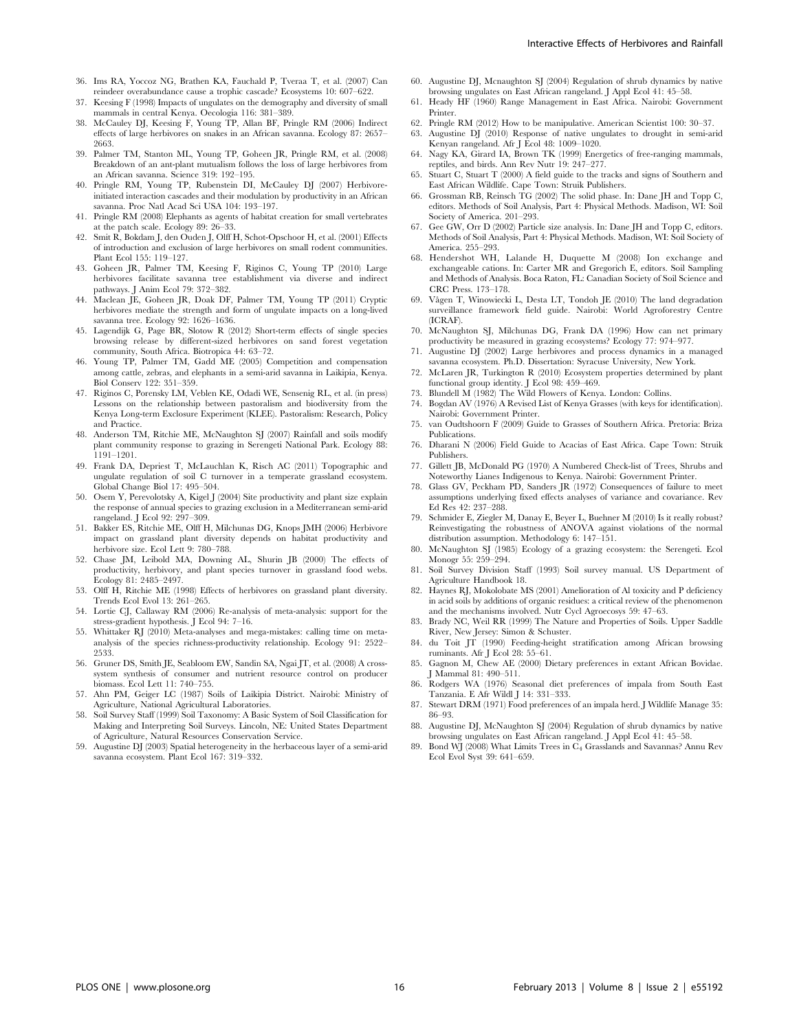36. Ims RA, Yoccoz NG, Brathen KA, Fauchald P, Tveraa T, et al. (2007) Can reindeer overabundance cause a trophic cascade? Ecosystems 10: 607–622.
37. Keesing F (1998) Impacts of ungulates on the demography and diversity of small mammals in central Kenya. Oecologia 116: 381–389.
38. McCauley DJ, Keesing F, Young TP, Allan BF, Pringle RM (2006) Indirect effects of large herbivores on snakes in an African savanna. Ecology 87: 2657–2663.
39. Palmer TM, Stanton ML, Young TP, Goheen JR, Pringle RM, et al. (2008) Breakdown of an ant-plant mutualism follows the loss of large herbivores from an African savanna. Science 319: 192–195.
40. Pringle RM, Young TP, Rubenstein DI, McCauley DJ (2007) Herbivore-initiated interaction cascades and their modulation by productivity in an African savanna. Proc Natl Acad Sci USA 104: 193–197.
41. Pringle RM (2008) Elephants as agents of habitat creation for small vertebrates at the patch scale. Ecology 89: 26–33.
42. Smit R, Bokdam J, den Ouden J, Olff H, Schot-Opschoor H, et al. (2001) Effects of introduction and exclusion of large herbivores on small rodent communities. Plant Ecol 155: 119–127.
43. Goheen JR, Palmer TM, Keesing F, Riginos C, Young TP (2010) Large herbivores facilitate savanna tree establishment via diverse and indirect pathways. J Anim Ecol 79: 372–382.
44. Maclean JE, Goheen JR, Doak DF, Palmer TM, Young TP (2011) Cryptic herbivores mediate the strength and form of ungulate impacts on a long-lived savanna tree. Ecology 92: 1626–1636.
45. Lagendijk G, Page BR, Slotow R (2012) Short-term effects of single species browsing release by different-sized herbivores on sand forest vegetation community, South Africa. Biotropica 44: 63–72.
46. Young TP, Palmer TM, Gadd ME (2005) Competition and compensation among cattle, zebras, and elephants in a semi-arid savanna in Laikipia, Kenya. Biol Conserv 122: 351–359.
47. Riginos C, Porensky LM, Veblen KE, Odadi WE, Sensenig RL, et al. (in press) Lessons on the relationship between pastoralism and biodiversity from the Kenya Long-term Exclosure Experiment (KLEE). Pastoralism: Research, Policy and Practice.
48. Anderson TM, Ritchie ME, McNaughton SJ (2007) Rainfall and soils modify plant community response to grazing in Serengeti National Park. Ecology 88: 1191–1201.
49. Frank DA, Depriest T, McLauchlan K, Risch AC (2011) Topographic and ungulate regulation of soil C turnover in a temperate grassland ecosystem. Global Change Biol 17: 495–504.
50. Osem Y, Perevolotsky A, Kigel J (2004) Site productivity and plant size explain the response of annual species to grazing exclusion in a Mediterranean semi-arid rangeland. J Ecol 92: 297–309.
51. Bakker ES, Ritchie ME, Olff H, Milchunas DG, Knops JMH (2006) Herbivore impact on grassland plant diversity depends on habitat productivity and herbivore size. Ecol Lett 9: 780–788.
52. Chase JM, Leibold MA, Downing AL, Shurin JB (2000) The effects of productivity, herbivory, and plant species turnover in grassland food webs. Ecology 81: 2485–2497.
53. Olff H, Ritchie ME (1998) Effects of herbivores on grassland plant diversity. Trends Ecol Evol 13: 261–265.
54. Lortie CJ, Callaway RM (2006) Re-analysis of meta-analysis: support for the stress-gradient hypothesis. J Ecol 94: 7–16.
55. Whittaker RJ (2010) Meta-analyses and mega-mistakes: calling time on meta-analysis of the species richness-productivity relationship. Ecology 91: 2522–2533.
56. Gruner DS, Smith JE, Seabloom EW, Sandin SA, Ngai JT, et al. (2008) A cross-system synthesis of consumer and nutrient resource control on producer biomass. Ecol Lett 11: 740–755.
57. Ahn PM, Geiger LC (1987) Soils of Laikipia District. Nairobi: Ministry of Agriculture, National Agricultural Laboratories.
58. Soil Survey Staff (1999) Soil Taxonomy: A Basic System of Soil Classification for Making and Interpreting Soil Surveys. Lincoln, NE: United States Department of Agriculture, Natural Resources Conservation Service.
59. Augustine DJ (2003) Spatial heterogeneity in the herbaceous layer of a semi-arid savanna ecosystem. Plant Ecol 167: 319–332.
60. Augustine DJ, Mcnaughton SJ (2004) Regulation of shrub dynamics by native browsing ungulates on East African rangeland. J Appl Ecol 41: 45–58.
61. Heady HF (1960) Range Management in East Africa. Nairobi: Government Printer.
62. Pringle RM (2012) How to be manipulative. American Scientist 100: 30–37.
63. Augustine DJ (2010) Response of native ungulates to drought in semi-arid Kenyan rangeland. Afr J Ecol 48: 1009–1020.
64. Nagy KA, Girard IA, Brown TK (1999) Energetics of free-ranging mammals, reptiles, and birds. Ann Rev Nutr 19: 247–277.
65. Stuart C, Stuart T (2000) A field guide to the tracks and signs of Southern and East African Wildlife. Cape Town: Struik Publishers.
66. Grossman RB, Reinsch TG (2002) The solid phase. In: Dane JH and Topp C, editors. Methods of Soil Analysis, Part 4: Physical Methods. Madison, WI: Soil Society of America. 201–293.
67. Gee GW, Orr D (2002) Particle size analysis. In: Dane JH and Topp C, editors. Methods of Soil Analysis, Part 4: Physical Methods. Madison, WI: Soil Society of America. 255–293.
68. Hendershot WH, Lalande H, Duquette M (2008) Ion exchange and exchangeable cations. In: Carter MR and Gregorich E, editors. Soil Sampling and Methods of Analysis. Boca Raton, FL: Canadian Society of Soil Science and CRC Press. 173–178.
69. Vågen T, Winowiecki L, Desta LT, Tondoh JE (2010) The land degradation surveillance framework field guide. Nairobi: World Agroforestry Centre (ICRAF).
70. McNaughton SJ, Milchunas DG, Frank DA (1996) How can net primary productivity be measured in grazing ecosystems? Ecology 77: 974–977.
71. Augustine DJ (2002) Large herbivores and process dynamics in a managed savanna ecosystem. Ph.D. Dissertation: Syracuse University, New York.
72. McLaren JR, Turkington R (2010) Ecosystem properties determined by plant functional group identity. J Ecol 98: 459–469.
73. Blundell M (1982) The Wild Flowers of Kenya. London: Collins.
74. Bogdan AV (1976) A Revised List of Kenya Grasses (with keys for identification). Nairobi: Government Printer.
75. van Oudtshoorn F (2009) Guide to Grasses of Southern Africa. Pretoria: Briza Publications.
76. Dharani N (2006) Field Guide to Acacias of East Africa. Cape Town: Struik Publishers.
77. Gillett JB, McDonald PG (1970) A Numbered Check-list of Trees, Shrubs and Noteworthy Lianes Indigenous to Kenya. Nairobi: Government Printer.
78. Glass GV, Peckham PD, Sanders JR (1972) Consequences of failure to meet assumptions underlying fixed effects analyses of variance and covariance. Rev Ed Res 42: 237–288.
79. Schmider E, Ziegler M, Danay E, Beyer L, Buehner M (2010) Is it really robust? Reinvestigating the robustness of ANOVA against violations of the normal distribution assumption. Methodology 6: 147–151.
80. McNaughton SJ (1985) Ecology of a grazing ecosystem: the Serengeti. Ecol Monogr 55: 259–294.
81. Soil Survey Division Staff (1993) Soil survey manual. US Department of Agriculture Handbook 18.
82. Haynes RJ, Mokolobate MS (2001) Amelioration of Al toxicity and P deficiency in acid soils by additions of organic residues: a critical review of the phenomenon and the mechanisms involved. Nutr Cycl Agroecosys 59: 47–63.
83. Brady NC, Weil RR (1999) The Nature and Properties of Soils. Upper Saddle River, New Jersey: Simon & Schuster.
84. du Toit JT (1990) Feeding-height stratification among African browsing ruminants. Afr J Ecol 28: 55–61.
85. Gagnon M, Chew AE (2000) Dietary preferences in extant African Bovidae. J Mammal 81: 490–511.
86. Rodgers WA (1976) Seasonal diet preferences of impala from South East Tanzania. E Afr Wildl J 14: 331–333.
87. Stewart DRM (1971) Food preferences of an impala herd. J Wildlife Manage 35: 86–93.
88. Augustine DJ, McNaughton SJ (2004) Regulation of shrub dynamics by native browsing ungulates on East African rangeland. J Appl Ecol 41: 45–58.
89. Bond WJ (2008) What Limits Trees in $C_4$ Grasslands and Savannas? Annu Rev Ecol Evol Syst 39: 641–659.